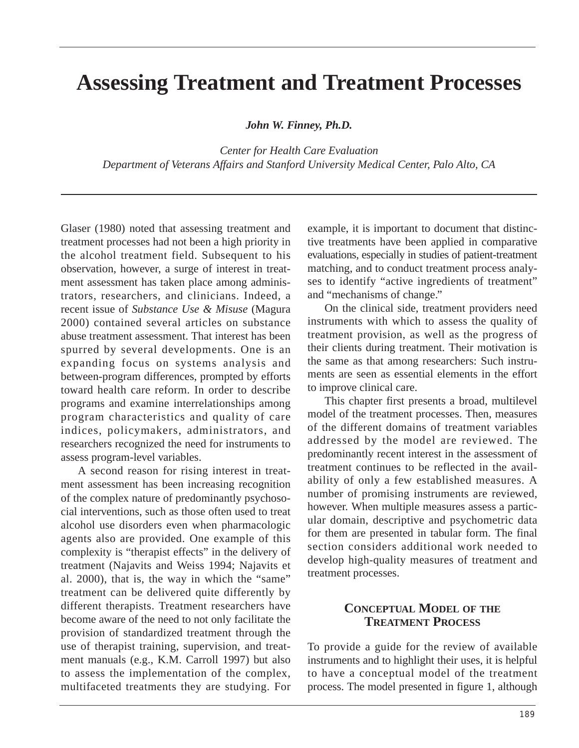# Assessing Treatment and Treatment Processes

***John W. Finney, Ph.D.***

*Center for Health Care Evaluation*
*Department of Veterans Affairs and Stanford University Medical Center, Palo Alto, CA*

Glaser (1980) noted that assessing treatment and treatment processes had not been a high priority in the alcohol treatment field. Subsequent to his observation, however, a surge of interest in treatment assessment has taken place among administrators, researchers, and clinicians. Indeed, a recent issue of *Substance Use & Misuse* (Magura 2000) contained several articles on substance abuse treatment assessment. That interest has been spurred by several developments. One is an expanding focus on systems analysis and between-program differences, prompted by efforts toward health care reform. In order to describe programs and examine interrelationships among program characteristics and quality of care indices, policymakers, administrators, and researchers recognized the need for instruments to assess program-level variables.

A second reason for rising interest in treatment assessment has been increasing recognition of the complex nature of predominantly psychosocial interventions, such as those often used to treat alcohol use disorders even when pharmacologic agents also are provided. One example of this complexity is "therapist effects" in the delivery of treatment (Najavits and Weiss 1994; Najavits et al. 2000), that is, the way in which the "same" treatment can be delivered quite differently by different therapists. Treatment researchers have become aware of the need to not only facilitate the provision of standardized treatment through the use of therapist training, supervision, and treatment manuals (e.g., K.M. Carroll 1997) but also to assess the implementation of the complex, multifaceted treatments they are studying. For example, it is important to document that distinctive treatments have been applied in comparative evaluations, especially in studies of patient-treatment matching, and to conduct treatment process analyses to identify "active ingredients of treatment" and "mechanisms of change."

On the clinical side, treatment providers need instruments with which to assess the quality of treatment provision, as well as the progress of their clients during treatment. Their motivation is the same as that among researchers: Such instruments are seen as essential elements in the effort to improve clinical care.

This chapter first presents a broad, multilevel model of the treatment processes. Then, measures of the different domains of treatment variables addressed by the model are reviewed. The predominantly recent interest in the assessment of treatment continues to be reflected in the availability of only a few established measures. A number of promising instruments are reviewed, however. When multiple measures assess a particular domain, descriptive and psychometric data for them are presented in tabular form. The final section considers additional work needed to develop high-quality measures of treatment and treatment processes.

## Conceptual Model of the Treatment Process

To provide a guide for the review of available instruments and to highlight their uses, it is helpful to have a conceptual model of the treatment process. The model presented in figure 1, although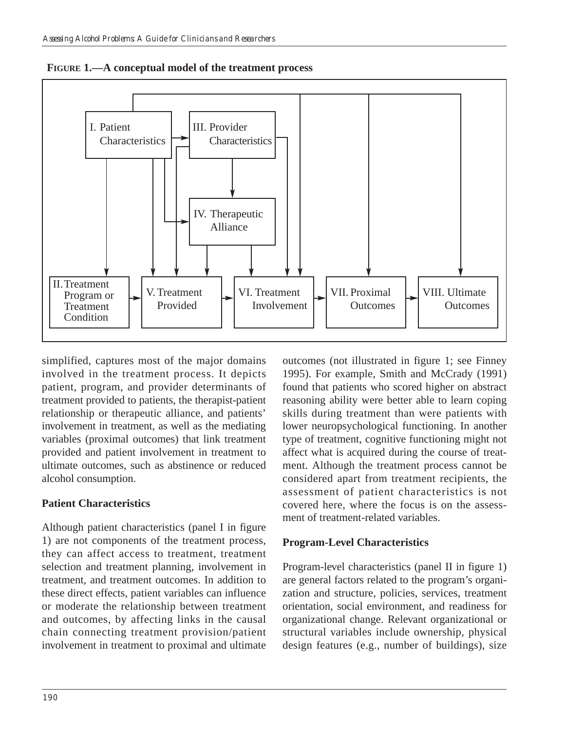**FIGURE 1.—A conceptual model of the treatment process**

I. Patient Characteristics

III. Provider Characteristics

IV. Therapeutic Alliance

II. Treatment Program or Treatment Condition

V. Treatment Provided

VI. Treatment Involvement

VII. Proximal Outcomes

VIII. Ultimate Outcomes

simplified, captures most of the major domains involved in the treatment process. It depicts patient, program, and provider determinants of treatment provided to patients, the therapist-patient relationship or therapeutic alliance, and patients' involvement in treatment, as well as the mediating variables (proximal outcomes) that link treatment provided and patient involvement in treatment to ultimate outcomes, such as abstinence or reduced alcohol consumption.

**Patient Characteristics**

Although patient characteristics (panel I in figure 1) are not components of the treatment process, they can affect access to treatment, treatment selection and treatment planning, involvement in treatment, and treatment outcomes. In addition to these direct effects, patient variables can influence or moderate the relationship between treatment and outcomes, by affecting links in the causal chain connecting treatment provision/patient involvement in treatment to proximal and ultimate outcomes (not illustrated in figure 1; see Finney 1995). For example, Smith and McCrady (1991) found that patients who scored higher on abstract reasoning ability were better able to learn coping skills during treatment than were patients with lower neuropsychological functioning. In another type of treatment, cognitive functioning might not affect what is acquired during the course of treatment. Although the treatment process cannot be considered apart from treatment recipients, the assessment of patient characteristics is not covered here, where the focus is on the assessment of treatment-related variables.

**Program-Level Characteristics**

Program-level characteristics (panel II in figure 1) are general factors related to the program's organization and structure, policies, services, treatment orientation, social environment, and readiness for organizational change. Relevant organizational or structural variables include ownership, physical design features (e.g., number of buildings), size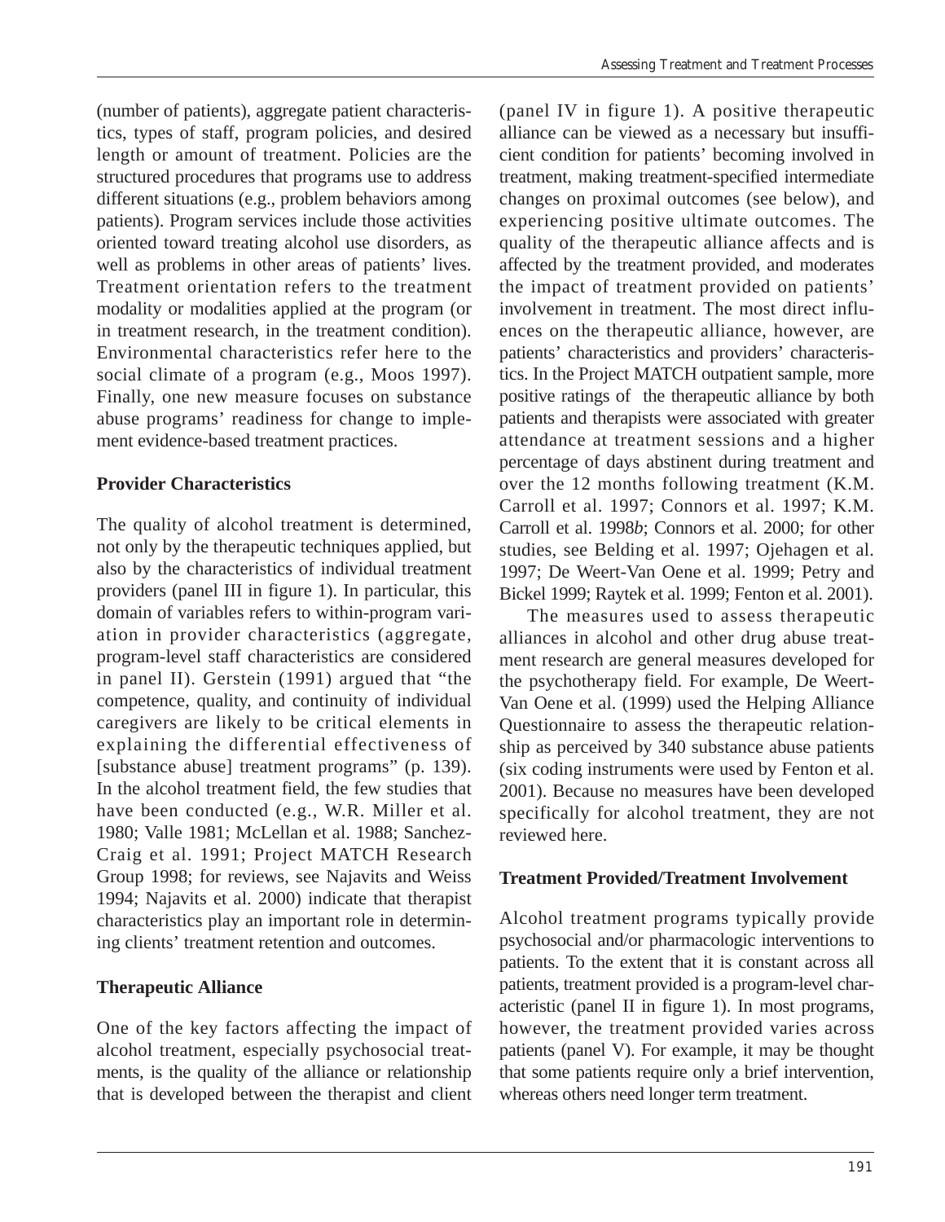(number of patients), aggregate patient characteristics, types of staff, program policies, and desired length or amount of treatment. Policies are the structured procedures that programs use to address different situations (e.g., problem behaviors among patients). Program services include those activities oriented toward treating alcohol use disorders, as well as problems in other areas of patients' lives. Treatment orientation refers to the treatment modality or modalities applied at the program (or in treatment research, in the treatment condition). Environmental characteristics refer here to the social climate of a program (e.g., Moos 1997). Finally, one new measure focuses on substance abuse programs' readiness for change to implement evidence-based treatment practices.

**Provider Characteristics**

The quality of alcohol treatment is determined, not only by the therapeutic techniques applied, but also by the characteristics of individual treatment providers (panel III in figure 1). In particular, this domain of variables refers to within-program variation in provider characteristics (aggregate, program-level staff characteristics are considered in panel II). Gerstein (1991) argued that "the competence, quality, and continuity of individual caregivers are likely to be critical elements in explaining the differential effectiveness of [substance abuse] treatment programs" (p. 139). In the alcohol treatment field, the few studies that have been conducted (e.g., W.R. Miller et al. 1980; Valle 1981; McLellan et al. 1988; Sanchez-Craig et al. 1991; Project MATCH Research Group 1998; for reviews, see Najavits and Weiss 1994; Najavits et al. 2000) indicate that therapist characteristics play an important role in determining clients' treatment retention and outcomes.

**Therapeutic Alliance**

One of the key factors affecting the impact of alcohol treatment, especially psychosocial treatments, is the quality of the alliance or relationship that is developed between the therapist and client (panel IV in figure 1). A positive therapeutic alliance can be viewed as a necessary but insufficient condition for patients' becoming involved in treatment, making treatment-specified intermediate changes on proximal outcomes (see below), and experiencing positive ultimate outcomes. The quality of the therapeutic alliance affects and is affected by the treatment provided, and moderates the impact of treatment provided on patients' involvement in treatment. The most direct influences on the therapeutic alliance, however, are patients' characteristics and providers' characteristics. In the Project MATCH outpatient sample, more positive ratings of the therapeutic alliance by both patients and therapists were associated with greater attendance at treatment sessions and a higher percentage of days abstinent during treatment and over the 12 months following treatment (K.M. Carroll et al. 1997; Connors et al. 1997; K.M. Carroll et al. 1998*b*; Connors et al. 2000; for other studies, see Belding et al. 1997; Ojehagen et al. 1997; De Weert-Van Oene et al. 1999; Petry and Bickel 1999; Raytek et al. 1999; Fenton et al. 2001).

The measures used to assess therapeutic alliances in alcohol and other drug abuse treatment research are general measures developed for the psychotherapy field. For example, De Weert-Van Oene et al. (1999) used the Helping Alliance Questionnaire to assess the therapeutic relationship as perceived by 340 substance abuse patients (six coding instruments were used by Fenton et al. 2001). Because no measures have been developed specifically for alcohol treatment, they are not reviewed here.

**Treatment Provided/Treatment Involvement**

Alcohol treatment programs typically provide psychosocial and/or pharmacologic interventions to patients. To the extent that it is constant across all patients, treatment provided is a program-level characteristic (panel II in figure 1). In most programs, however, the treatment provided varies across patients (panel V). For example, it may be thought that some patients require only a brief intervention, whereas others need longer term treatment.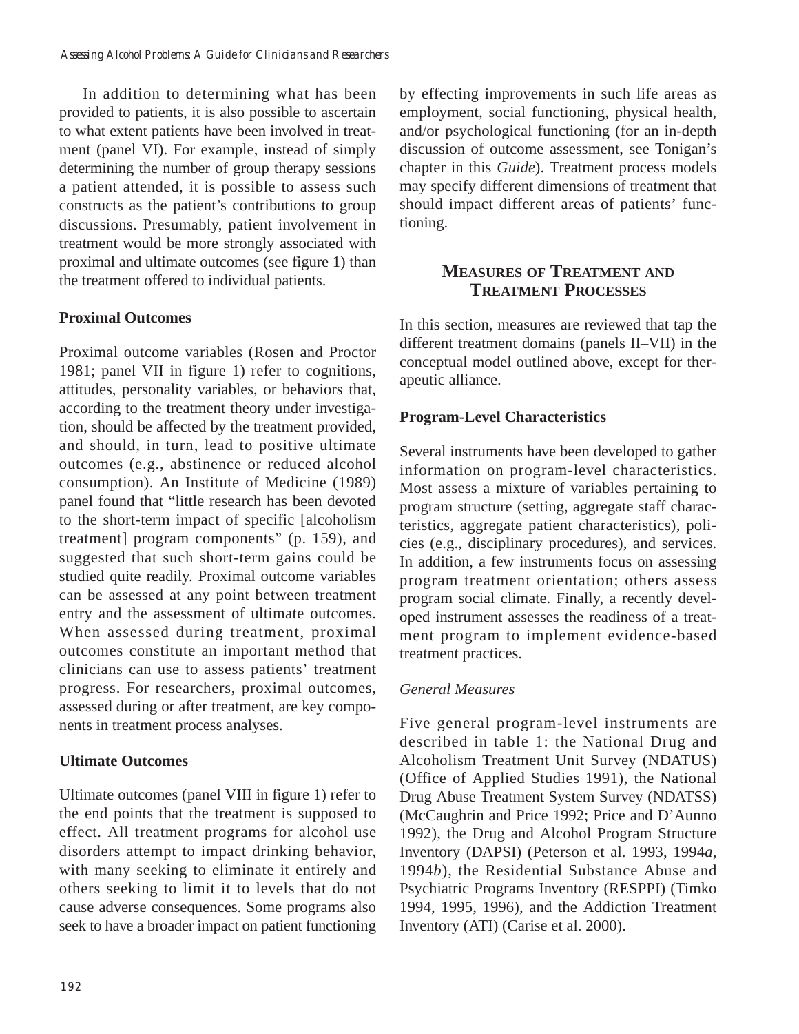In addition to determining what has been provided to patients, it is also possible to ascertain to what extent patients have been involved in treatment (panel VI). For example, instead of simply determining the number of group therapy sessions a patient attended, it is possible to assess such constructs as the patient's contributions to group discussions. Presumably, patient involvement in treatment would be more strongly associated with proximal and ultimate outcomes (see figure 1) than the treatment offered to individual patients.

### Proximal Outcomes

Proximal outcome variables (Rosen and Proctor 1981; panel VII in figure 1) refer to cognitions, attitudes, personality variables, or behaviors that, according to the treatment theory under investigation, should be affected by the treatment provided, and should, in turn, lead to positive ultimate outcomes (e.g., abstinence or reduced alcohol consumption). An Institute of Medicine (1989) panel found that "little research has been devoted to the short-term impact of specific [alcoholism treatment] program components" (p. 159), and suggested that such short-term gains could be studied quite readily. Proximal outcome variables can be assessed at any point between treatment entry and the assessment of ultimate outcomes. When assessed during treatment, proximal outcomes constitute an important method that clinicians can use to assess patients' treatment progress. For researchers, proximal outcomes, assessed during or after treatment, are key components in treatment process analyses.

### Ultimate Outcomes

Ultimate outcomes (panel VIII in figure 1) refer to the end points that the treatment is supposed to effect. All treatment programs for alcohol use disorders attempt to impact drinking behavior, with many seeking to eliminate it entirely and others seeking to limit it to levels that do not cause adverse consequences. Some programs also seek to have a broader impact on patient functioning by effecting improvements in such life areas as employment, social functioning, physical health, and/or psychological functioning (for an in-depth discussion of outcome assessment, see Tonigan's chapter in this *Guide*). Treatment process models may specify different dimensions of treatment that should impact different areas of patients' functioning.

## Measures of Treatment and Treatment Processes

In this section, measures are reviewed that tap the different treatment domains (panels II–VII) in the conceptual model outlined above, except for therapeutic alliance.

### Program-Level Characteristics

Several instruments have been developed to gather information on program-level characteristics. Most assess a mixture of variables pertaining to program structure (setting, aggregate staff characteristics, aggregate patient characteristics), policies (e.g., disciplinary procedures), and services. In addition, a few instruments focus on assessing program treatment orientation; others assess program social climate. Finally, a recently developed instrument assesses the readiness of a treatment program to implement evidence-based treatment practices.

#### *General Measures*

Five general program-level instruments are described in table 1: the National Drug and Alcoholism Treatment Unit Survey (NDATUS) (Office of Applied Studies 1991), the National Drug Abuse Treatment System Survey (NDATSS) (McCaughrin and Price 1992; Price and D'Aunno 1992), the Drug and Alcohol Program Structure Inventory (DAPSI) (Peterson et al. 1993, 1994*a*, 1994*b*), the Residential Substance Abuse and Psychiatric Programs Inventory (RESPPI) (Timko 1994, 1995, 1996), and the Addiction Treatment Inventory (ATI) (Carise et al. 2000).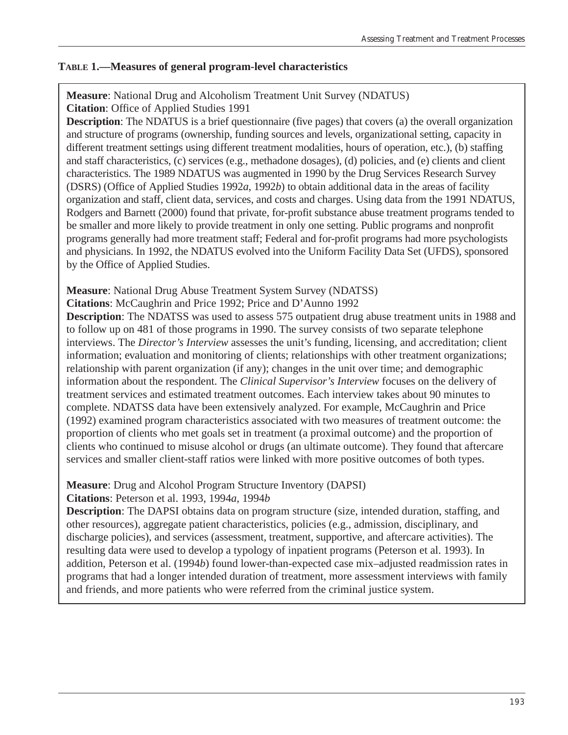**TABLE 1.—Measures of general program-level characteristics**

**Measure**: National Drug and Alcoholism Treatment Unit Survey (NDATUS)
**Citation**: Office of Applied Studies 1991
**Description**: The NDATUS is a brief questionnaire (five pages) that covers (a) the overall organization and structure of programs (ownership, funding sources and levels, organizational setting, capacity in different treatment settings using different treatment modalities, hours of operation, etc.), (b) staffing and staff characteristics, (c) services (e.g., methadone dosages), (d) policies, and (e) clients and client characteristics. The 1989 NDATUS was augmented in 1990 by the Drug Services Research Survey (DSRS) (Office of Applied Studies 1992*a*, 1992*b*) to obtain additional data in the areas of facility organization and staff, client data, services, and costs and charges. Using data from the 1991 NDATUS, Rodgers and Barnett (2000) found that private, for-profit substance abuse treatment programs tended to be smaller and more likely to provide treatment in only one setting. Public programs and nonprofit programs generally had more treatment staff; Federal and for-profit programs had more psychologists and physicians. In 1992, the NDATUS evolved into the Uniform Facility Data Set (UFDS), sponsored by the Office of Applied Studies.

**Measure**: National Drug Abuse Treatment System Survey (NDATSS)
**Citations**: McCaughrin and Price 1992; Price and D'Aunno 1992
**Description**: The NDATSS was used to assess 575 outpatient drug abuse treatment units in 1988 and to follow up on 481 of those programs in 1990. The survey consists of two separate telephone interviews. The *Director's Interview* assesses the unit's funding, licensing, and accreditation; client information; evaluation and monitoring of clients; relationships with other treatment organizations; relationship with parent organization (if any); changes in the unit over time; and demographic information about the respondent. The *Clinical Supervisor's Interview* focuses on the delivery of treatment services and estimated treatment outcomes. Each interview takes about 90 minutes to complete. NDATSS data have been extensively analyzed. For example, McCaughrin and Price (1992) examined program characteristics associated with two measures of treatment outcome: the proportion of clients who met goals set in treatment (a proximal outcome) and the proportion of clients who continued to misuse alcohol or drugs (an ultimate outcome). They found that aftercare services and smaller client-staff ratios were linked with more positive outcomes of both types.

**Measure**: Drug and Alcohol Program Structure Inventory (DAPSI)
**Citations**: Peterson et al. 1993, 1994*a*, 1994*b*
**Description**: The DAPSI obtains data on program structure (size, intended duration, staffing, and other resources), aggregate patient characteristics, policies (e.g., admission, disciplinary, and discharge policies), and services (assessment, treatment, supportive, and aftercare activities). The resulting data were used to develop a typology of inpatient programs (Peterson et al. 1993). In addition, Peterson et al. (1994*b*) found lower-than-expected case mix–adjusted readmission rates in programs that had a longer intended duration of treatment, more assessment interviews with family and friends, and more patients who were referred from the criminal justice system.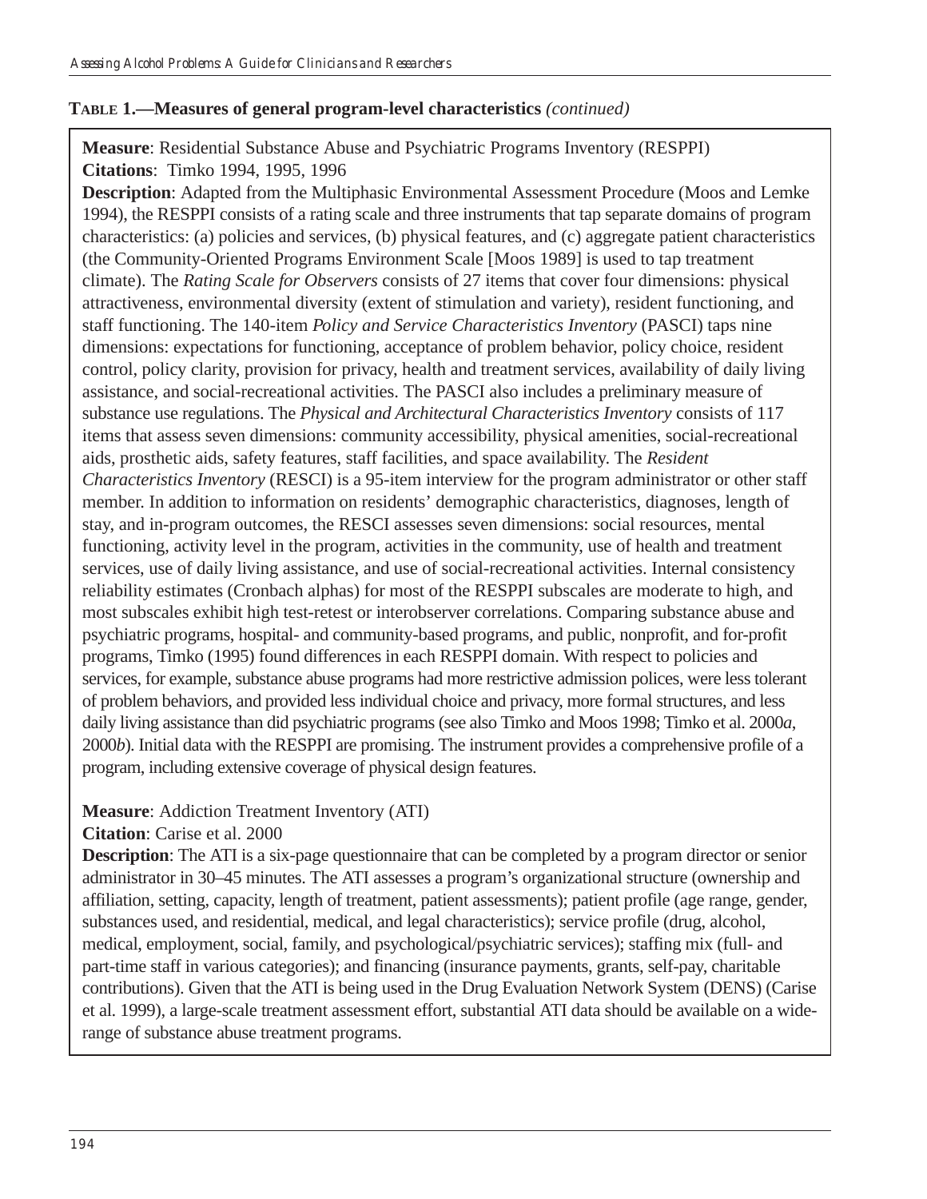**TABLE 1.—Measures of general program-level characteristics** *(continued)*

**Measure**: Residential Substance Abuse and Psychiatric Programs Inventory (RESPPI)
**Citations**: Timko 1994, 1995, 1996
**Description**: Adapted from the Multiphasic Environmental Assessment Procedure (Moos and Lemke 1994), the RESPPI consists of a rating scale and three instruments that tap separate domains of program characteristics: (a) policies and services, (b) physical features, and (c) aggregate patient characteristics (the Community-Oriented Programs Environment Scale [Moos 1989] is used to tap treatment climate). The *Rating Scale for Observers* consists of 27 items that cover four dimensions: physical attractiveness, environmental diversity (extent of stimulation and variety), resident functioning, and staff functioning. The 140-item *Policy and Service Characteristics Inventory* (PASCI) taps nine dimensions: expectations for functioning, acceptance of problem behavior, policy choice, resident control, policy clarity, provision for privacy, health and treatment services, availability of daily living assistance, and social-recreational activities. The PASCI also includes a preliminary measure of substance use regulations. The *Physical and Architectural Characteristics Inventory* consists of 117 items that assess seven dimensions: community accessibility, physical amenities, social-recreational aids, prosthetic aids, safety features, staff facilities, and space availability. The *Resident Characteristics Inventory* (RESCI) is a 95-item interview for the program administrator or other staff member. In addition to information on residents' demographic characteristics, diagnoses, length of stay, and in-program outcomes, the RESCI assesses seven dimensions: social resources, mental functioning, activity level in the program, activities in the community, use of health and treatment services, use of daily living assistance, and use of social-recreational activities. Internal consistency reliability estimates (Cronbach alphas) for most of the RESPPI subscales are moderate to high, and most subscales exhibit high test-retest or interobserver correlations. Comparing substance abuse and psychiatric programs, hospital- and community-based programs, and public, nonprofit, and for-profit programs, Timko (1995) found differences in each RESPPI domain. With respect to policies and services, for example, substance abuse programs had more restrictive admission polices, were less tolerant of problem behaviors, and provided less individual choice and privacy, more formal structures, and less daily living assistance than did psychiatric programs (see also Timko and Moos 1998; Timko et al. 2000*a*, 2000*b*). Initial data with the RESPPI are promising. The instrument provides a comprehensive profile of a program, including extensive coverage of physical design features.

**Measure**: Addiction Treatment Inventory (ATI)
**Citation**: Carise et al. 2000
**Description**: The ATI is a six-page questionnaire that can be completed by a program director or senior administrator in 30–45 minutes. The ATI assesses a program's organizational structure (ownership and affiliation, setting, capacity, length of treatment, patient assessments); patient profile (age range, gender, substances used, and residential, medical, and legal characteristics); service profile (drug, alcohol, medical, employment, social, family, and psychological/psychiatric services); staffing mix (full- and part-time staff in various categories); and financing (insurance payments, grants, self-pay, charitable contributions). Given that the ATI is being used in the Drug Evaluation Network System (DENS) (Carise et al. 1999), a large-scale treatment assessment effort, substantial ATI data should be available on a wide-range of substance abuse treatment programs.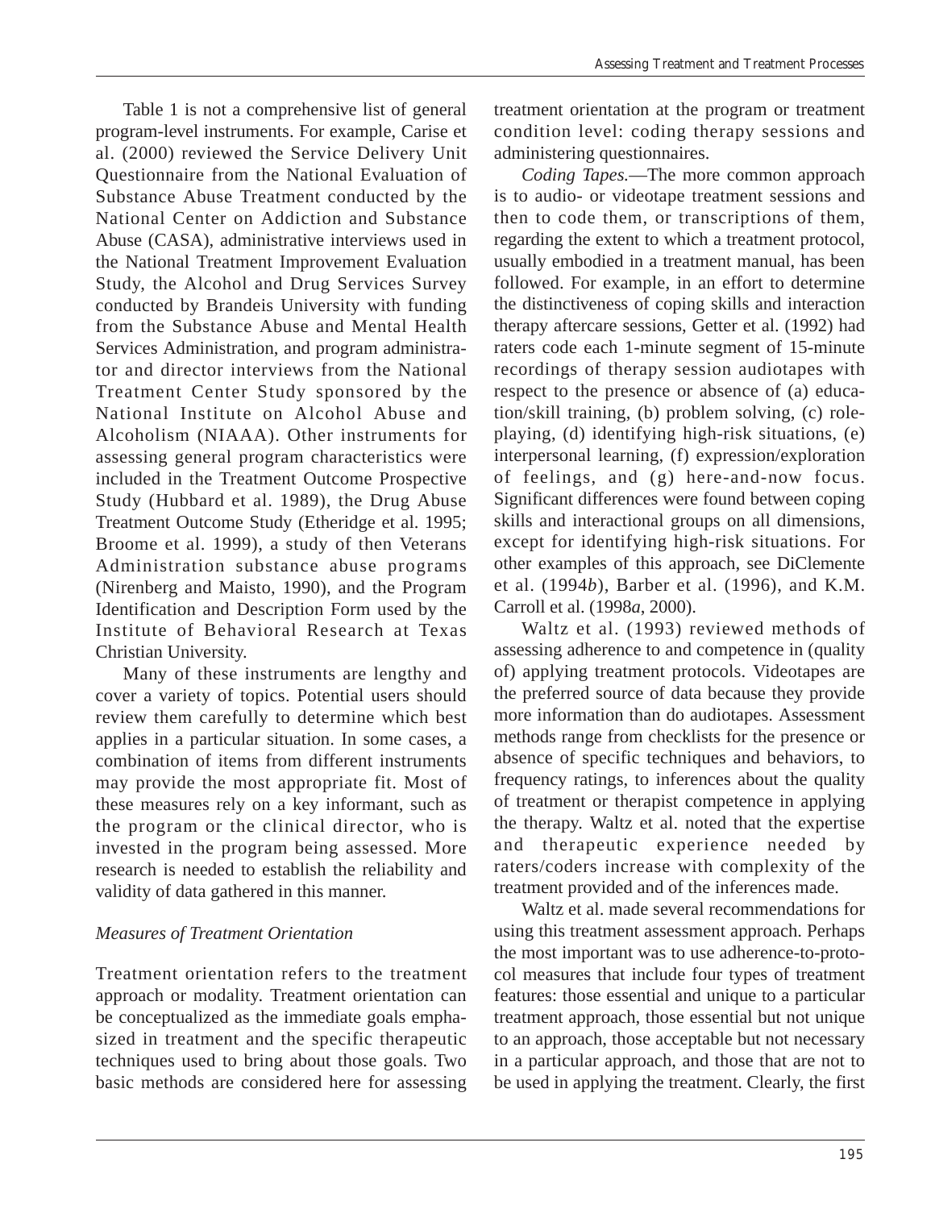Table 1 is not a comprehensive list of general program-level instruments. For example, Carise et al. (2000) reviewed the Service Delivery Unit Questionnaire from the National Evaluation of Substance Abuse Treatment conducted by the National Center on Addiction and Substance Abuse (CASA), administrative interviews used in the National Treatment Improvement Evaluation Study, the Alcohol and Drug Services Survey conducted by Brandeis University with funding from the Substance Abuse and Mental Health Services Administration, and program administrator and director interviews from the National Treatment Center Study sponsored by the National Institute on Alcohol Abuse and Alcoholism (NIAAA). Other instruments for assessing general program characteristics were included in the Treatment Outcome Prospective Study (Hubbard et al. 1989), the Drug Abuse Treatment Outcome Study (Etheridge et al. 1995; Broome et al. 1999), a study of then Veterans Administration substance abuse programs (Nirenberg and Maisto, 1990), and the Program Identification and Description Form used by the Institute of Behavioral Research at Texas Christian University.

Many of these instruments are lengthy and cover a variety of topics. Potential users should review them carefully to determine which best applies in a particular situation. In some cases, a combination of items from different instruments may provide the most appropriate fit. Most of these measures rely on a key informant, such as the program or the clinical director, who is invested in the program being assessed. More research is needed to establish the reliability and validity of data gathered in this manner.

### *Measures of Treatment Orientation*

Treatment orientation refers to the treatment approach or modality. Treatment orientation can be conceptualized as the immediate goals emphasized in treatment and the specific therapeutic techniques used to bring about those goals. Two basic methods are considered here for assessing treatment orientation at the program or treatment condition level: coding therapy sessions and administering questionnaires.

*Coding Tapes.*—The more common approach is to audio- or videotape treatment sessions and then to code them, or transcriptions of them, regarding the extent to which a treatment protocol, usually embodied in a treatment manual, has been followed. For example, in an effort to determine the distinctiveness of coping skills and interaction therapy aftercare sessions, Getter et al. (1992) had raters code each 1-minute segment of 15-minute recordings of therapy session audiotapes with respect to the presence or absence of (a) education/skill training, (b) problem solving, (c) role-playing, (d) identifying high-risk situations, (e) interpersonal learning, (f) expression/exploration of feelings, and (g) here-and-now focus. Significant differences were found between coping skills and interactional groups on all dimensions, except for identifying high-risk situations. For other examples of this approach, see DiClemente et al. (1994*b*), Barber et al. (1996), and K.M. Carroll et al. (1998*a*, 2000).

Waltz et al. (1993) reviewed methods of assessing adherence to and competence in (quality of) applying treatment protocols. Videotapes are the preferred source of data because they provide more information than do audiotapes. Assessment methods range from checklists for the presence or absence of specific techniques and behaviors, to frequency ratings, to inferences about the quality of treatment or therapist competence in applying the therapy. Waltz et al. noted that the expertise and therapeutic experience needed by raters/coders increase with complexity of the treatment provided and of the inferences made.

Waltz et al. made several recommendations for using this treatment assessment approach. Perhaps the most important was to use adherence-to-protocol measures that include four types of treatment features: those essential and unique to a particular treatment approach, those essential but not unique to an approach, those acceptable but not necessary in a particular approach, and those that are not to be used in applying the treatment. Clearly, the first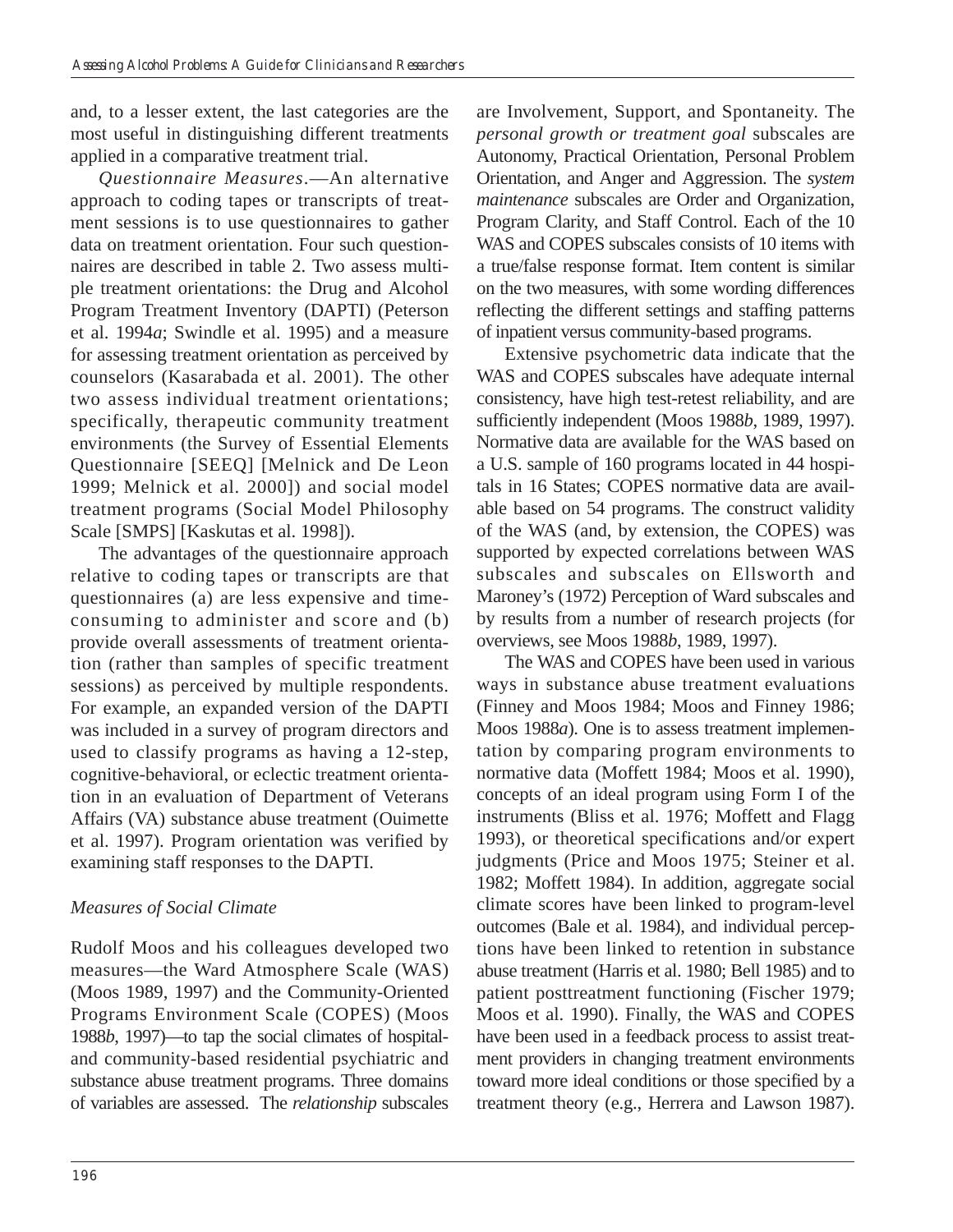and, to a lesser extent, the last categories are the most useful in distinguishing different treatments applied in a comparative treatment trial.

*Questionnaire Measures*.—An alternative approach to coding tapes or transcripts of treatment sessions is to use questionnaires to gather data on treatment orientation. Four such questionnaires are described in table 2. Two assess multiple treatment orientations: the Drug and Alcohol Program Treatment Inventory (DAPTI) (Peterson et al. 1994*a*; Swindle et al. 1995) and a measure for assessing treatment orientation as perceived by counselors (Kasarabada et al. 2001). The other two assess individual treatment orientations; specifically, therapeutic community treatment environments (the Survey of Essential Elements Questionnaire [SEEQ] [Melnick and De Leon 1999; Melnick et al. 2000]) and social model treatment programs (Social Model Philosophy Scale [SMPS] [Kaskutas et al. 1998]).

The advantages of the questionnaire approach relative to coding tapes or transcripts are that questionnaires (a) are less expensive and time-consuming to administer and score and (b) provide overall assessments of treatment orientation (rather than samples of specific treatment sessions) as perceived by multiple respondents. For example, an expanded version of the DAPTI was included in a survey of program directors and used to classify programs as having a 12-step, cognitive-behavioral, or eclectic treatment orientation in an evaluation of Department of Veterans Affairs (VA) substance abuse treatment (Ouimette et al. 1997). Program orientation was verified by examining staff responses to the DAPTI.

### *Measures of Social Climate*

Rudolf Moos and his colleagues developed two measures—the Ward Atmosphere Scale (WAS) (Moos 1989, 1997) and the Community-Oriented Programs Environment Scale (COPES) (Moos 1988*b*, 1997)—to tap the social climates of hospital- and community-based residential psychiatric and substance abuse treatment programs. Three domains of variables are assessed. The *relationship* subscales are Involvement, Support, and Spontaneity. The *personal growth or treatment goal* subscales are Autonomy, Practical Orientation, Personal Problem Orientation, and Anger and Aggression. The *system maintenance* subscales are Order and Organization, Program Clarity, and Staff Control. Each of the 10 WAS and COPES subscales consists of 10 items with a true/false response format. Item content is similar on the two measures, with some wording differences reflecting the different settings and staffing patterns of inpatient versus community-based programs.

Extensive psychometric data indicate that the WAS and COPES subscales have adequate internal consistency, have high test-retest reliability, and are sufficiently independent (Moos 1988*b*, 1989, 1997). Normative data are available for the WAS based on a U.S. sample of 160 programs located in 44 hospitals in 16 States; COPES normative data are available based on 54 programs. The construct validity of the WAS (and, by extension, the COPES) was supported by expected correlations between WAS subscales and subscales on Ellsworth and Maroney's (1972) Perception of Ward subscales and by results from a number of research projects (for overviews, see Moos 1988*b*, 1989, 1997).

The WAS and COPES have been used in various ways in substance abuse treatment evaluations (Finney and Moos 1984; Moos and Finney 1986; Moos 1988*a*). One is to assess treatment implementation by comparing program environments to normative data (Moffett 1984; Moos et al. 1990), concepts of an ideal program using Form I of the instruments (Bliss et al. 1976; Moffett and Flagg 1993), or theoretical specifications and/or expert judgments (Price and Moos 1975; Steiner et al. 1982; Moffett 1984). In addition, aggregate social climate scores have been linked to program-level outcomes (Bale et al. 1984), and individual perceptions have been linked to retention in substance abuse treatment (Harris et al. 1980; Bell 1985) and to patient posttreatment functioning (Fischer 1979; Moos et al. 1990). Finally, the WAS and COPES have been used in a feedback process to assist treatment providers in changing treatment environments toward more ideal conditions or those specified by a treatment theory (e.g., Herrera and Lawson 1987).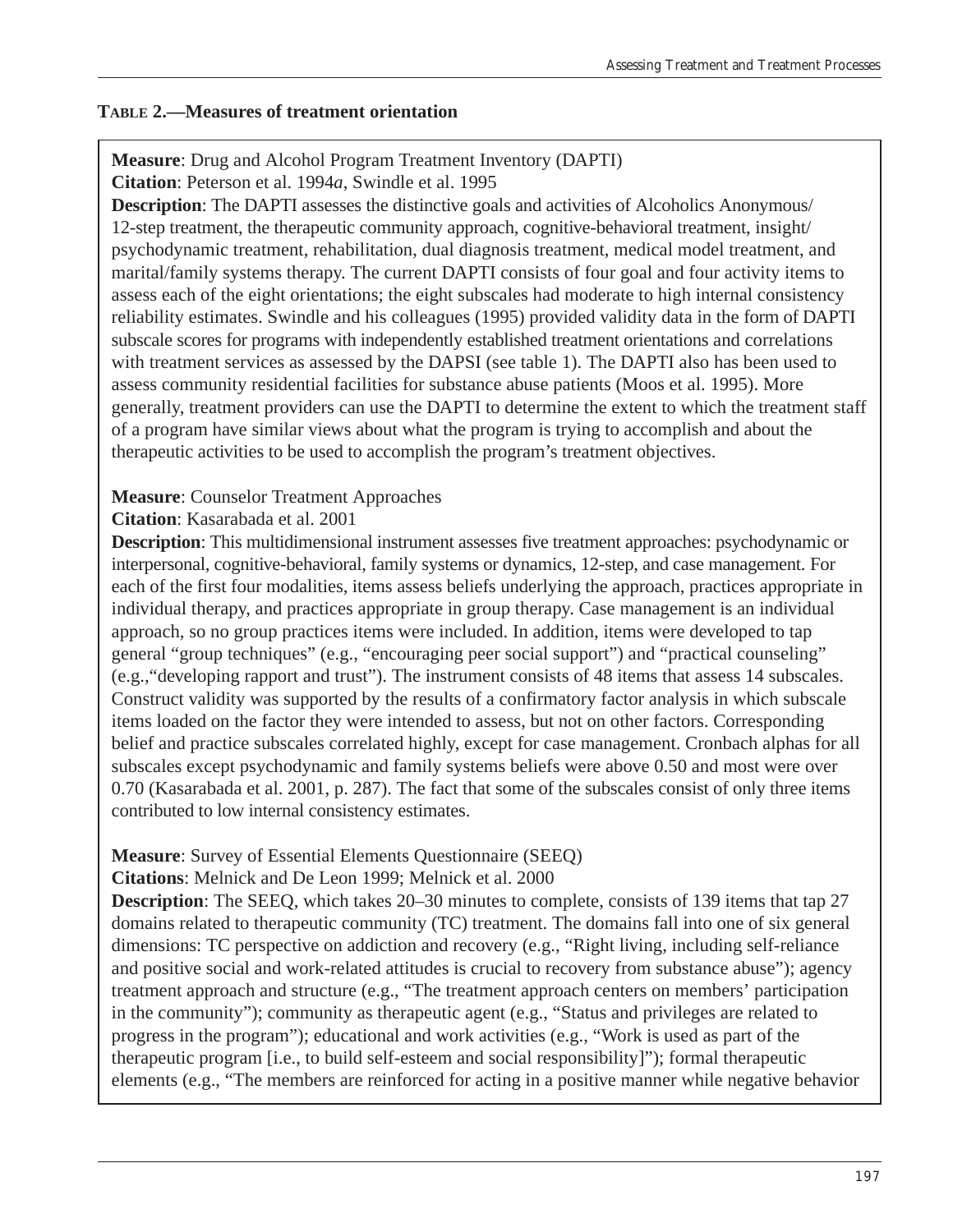**Table 2.—Measures of treatment orientation**

**Measure**: Drug and Alcohol Program Treatment Inventory (DAPTI)
**Citation**: Peterson et al. 1994*a*, Swindle et al. 1995
**Description**: The DAPTI assesses the distinctive goals and activities of Alcoholics Anonymous/12-step treatment, the therapeutic community approach, cognitive-behavioral treatment, insight/psychodynamic treatment, rehabilitation, dual diagnosis treatment, medical model treatment, and marital/family systems therapy. The current DAPTI consists of four goal and four activity items to assess each of the eight orientations; the eight subscales had moderate to high internal consistency reliability estimates. Swindle and his colleagues (1995) provided validity data in the form of DAPTI subscale scores for programs with independently established treatment orientations and correlations with treatment services as assessed by the DAPSI (see table 1). The DAPTI also has been used to assess community residential facilities for substance abuse patients (Moos et al. 1995). More generally, treatment providers can use the DAPTI to determine the extent to which the treatment staff of a program have similar views about what the program is trying to accomplish and about the therapeutic activities to be used to accomplish the program's treatment objectives.

**Measure**: Counselor Treatment Approaches
**Citation**: Kasarabada et al. 2001
**Description**: This multidimensional instrument assesses five treatment approaches: psychodynamic or interpersonal, cognitive-behavioral, family systems or dynamics, 12-step, and case management. For each of the first four modalities, items assess beliefs underlying the approach, practices appropriate in individual therapy, and practices appropriate in group therapy. Case management is an individual approach, so no group practices items were included. In addition, items were developed to tap general "group techniques" (e.g., "encouraging peer social support") and "practical counseling" (e.g.,"developing rapport and trust"). The instrument consists of 48 items that assess 14 subscales. Construct validity was supported by the results of a confirmatory factor analysis in which subscale items loaded on the factor they were intended to assess, but not on other factors. Corresponding belief and practice subscales correlated highly, except for case management. Cronbach alphas for all subscales except psychodynamic and family systems beliefs were above 0.50 and most were over 0.70 (Kasarabada et al. 2001, p. 287). The fact that some of the subscales consist of only three items contributed to low internal consistency estimates.

**Measure**: Survey of Essential Elements Questionnaire (SEEQ)
**Citations**: Melnick and De Leon 1999; Melnick et al. 2000
**Description**: The SEEQ, which takes 20–30 minutes to complete, consists of 139 items that tap 27 domains related to therapeutic community (TC) treatment. The domains fall into one of six general dimensions: TC perspective on addiction and recovery (e.g., "Right living, including self-reliance and positive social and work-related attitudes is crucial to recovery from substance abuse"); agency treatment approach and structure (e.g., "The treatment approach centers on members' participation in the community"); community as therapeutic agent (e.g., "Status and privileges are related to progress in the program"); educational and work activities (e.g., "Work is used as part of the therapeutic program [i.e., to build self-esteem and social responsibility]"); formal therapeutic elements (e.g., "The members are reinforced for acting in a positive manner while negative behavior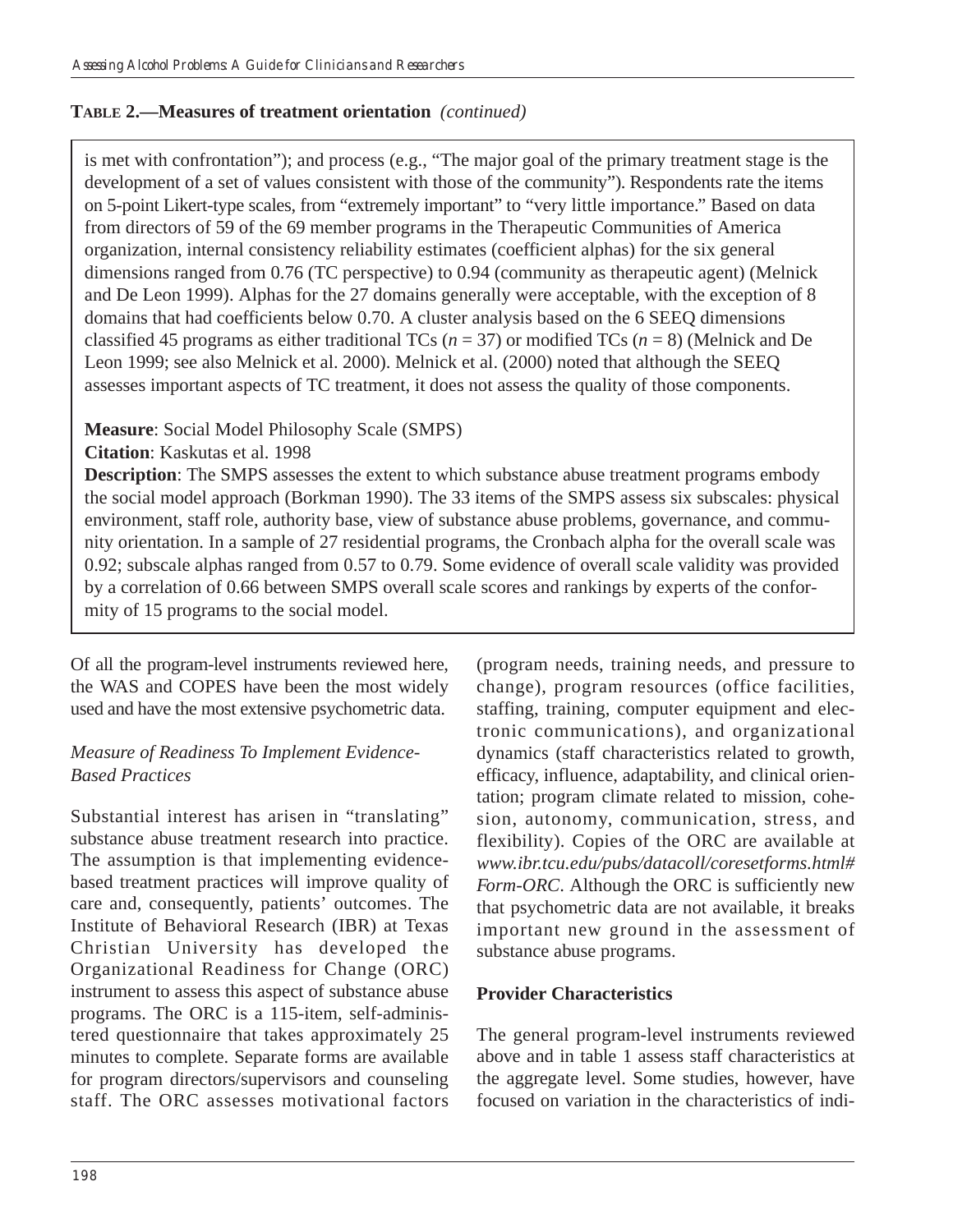**TABLE 2.—Measures of treatment orientation** *(continued)*

is met with confrontation"); and process (e.g., "The major goal of the primary treatment stage is the development of a set of values consistent with those of the community"). Respondents rate the items on 5-point Likert-type scales, from "extremely important" to "very little importance." Based on data from directors of 59 of the 69 member programs in the Therapeutic Communities of America organization, internal consistency reliability estimates (coefficient alphas) for the six general dimensions ranged from 0.76 (TC perspective) to 0.94 (community as therapeutic agent) (Melnick and De Leon 1999). Alphas for the 27 domains generally were acceptable, with the exception of 8 domains that had coefficients below 0.70. A cluster analysis based on the 6 SEEQ dimensions classified 45 programs as either traditional TCs (*n* = 37) or modified TCs (*n* = 8) (Melnick and De Leon 1999; see also Melnick et al. 2000). Melnick et al. (2000) noted that although the SEEQ assesses important aspects of TC treatment, it does not assess the quality of those components.

**Measure**: Social Model Philosophy Scale (SMPS)
**Citation**: Kaskutas et al. 1998
**Description**: The SMPS assesses the extent to which substance abuse treatment programs embody the social model approach (Borkman 1990). The 33 items of the SMPS assess six subscales: physical environment, staff role, authority base, view of substance abuse problems, governance, and community orientation. In a sample of 27 residential programs, the Cronbach alpha for the overall scale was 0.92; subscale alphas ranged from 0.57 to 0.79. Some evidence of overall scale validity was provided by a correlation of 0.66 between SMPS overall scale scores and rankings by experts of the conformity of 15 programs to the social model.

Of all the program-level instruments reviewed here, the WAS and COPES have been the most widely used and have the most extensive psychometric data.

### *Measure of Readiness To Implement Evidence-Based Practices*

Substantial interest has arisen in "translating" substance abuse treatment research into practice. The assumption is that implementing evidence-based treatment practices will improve quality of care and, consequently, patients' outcomes. The Institute of Behavioral Research (IBR) at Texas Christian University has developed the Organizational Readiness for Change (ORC) instrument to assess this aspect of substance abuse programs. The ORC is a 115-item, self-administered questionnaire that takes approximately 25 minutes to complete. Separate forms are available for program directors/supervisors and counseling staff. The ORC assesses motivational factors (program needs, training needs, and pressure to change), program resources (office facilities, staffing, training, computer equipment and electronic communications), and organizational dynamics (staff characteristics related to growth, efficacy, influence, adaptability, and clinical orientation; program climate related to mission, cohesion, autonomy, communication, stress, and flexibility). Copies of the ORC are available at *www.ibr.tcu.edu/pubs/datacoll/coresetforms.html#Form-ORC*. Although the ORC is sufficiently new that psychometric data are not available, it breaks important new ground in the assessment of substance abuse programs.

## Provider Characteristics

The general program-level instruments reviewed above and in table 1 assess staff characteristics at the aggregate level. Some studies, however, have focused on variation in the characteristics of indi-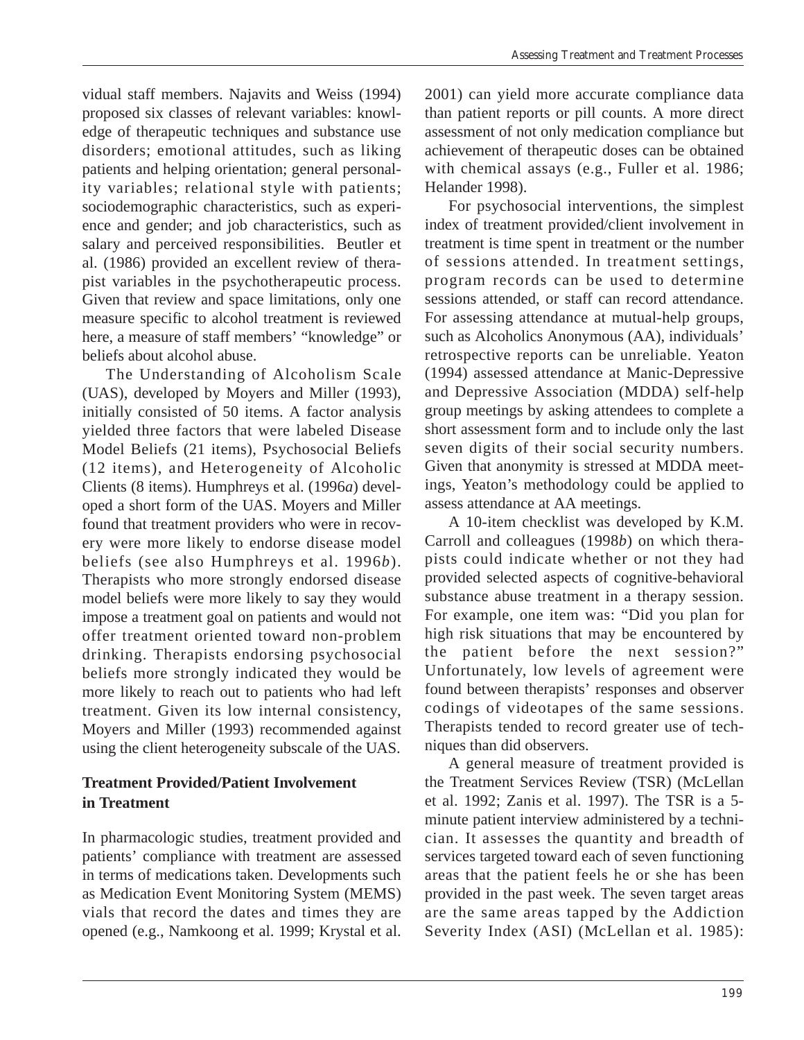vidual staff members. Najavits and Weiss (1994) proposed six classes of relevant variables: knowledge of therapeutic techniques and substance use disorders; emotional attitudes, such as liking patients and helping orientation; general personality variables; relational style with patients; sociodemographic characteristics, such as experience and gender; and job characteristics, such as salary and perceived responsibilities. Beutler et al. (1986) provided an excellent review of therapist variables in the psychotherapeutic process. Given that review and space limitations, only one measure specific to alcohol treatment is reviewed here, a measure of staff members' "knowledge" or beliefs about alcohol abuse.

The Understanding of Alcoholism Scale (UAS), developed by Moyers and Miller (1993), initially consisted of 50 items. A factor analysis yielded three factors that were labeled Disease Model Beliefs (21 items), Psychosocial Beliefs (12 items), and Heterogeneity of Alcoholic Clients (8 items). Humphreys et al. (1996*a*) developed a short form of the UAS. Moyers and Miller found that treatment providers who were in recovery were more likely to endorse disease model beliefs (see also Humphreys et al. 1996*b*). Therapists who more strongly endorsed disease model beliefs were more likely to say they would impose a treatment goal on patients and would not offer treatment oriented toward non-problem drinking. Therapists endorsing psychosocial beliefs more strongly indicated they would be more likely to reach out to patients who had left treatment. Given its low internal consistency, Moyers and Miller (1993) recommended against using the client heterogeneity subscale of the UAS.

## Treatment Provided/Patient Involvement in Treatment

In pharmacologic studies, treatment provided and patients' compliance with treatment are assessed in terms of medications taken. Developments such as Medication Event Monitoring System (MEMS) vials that record the dates and times they are opened (e.g., Namkoong et al. 1999; Krystal et al. 2001) can yield more accurate compliance data than patient reports or pill counts. A more direct assessment of not only medication compliance but achievement of therapeutic doses can be obtained with chemical assays (e.g., Fuller et al. 1986; Helander 1998).

For psychosocial interventions, the simplest index of treatment provided/client involvement in treatment is time spent in treatment or the number of sessions attended. In treatment settings, program records can be used to determine sessions attended, or staff can record attendance. For assessing attendance at mutual-help groups, such as Alcoholics Anonymous (AA), individuals' retrospective reports can be unreliable. Yeaton (1994) assessed attendance at Manic-Depressive and Depressive Association (MDDA) self-help group meetings by asking attendees to complete a short assessment form and to include only the last seven digits of their social security numbers. Given that anonymity is stressed at MDDA meetings, Yeaton's methodology could be applied to assess attendance at AA meetings.

A 10-item checklist was developed by K.M. Carroll and colleagues (1998*b*) on which therapists could indicate whether or not they had provided selected aspects of cognitive-behavioral substance abuse treatment in a therapy session. For example, one item was: "Did you plan for high risk situations that may be encountered by the patient before the next session?" Unfortunately, low levels of agreement were found between therapists' responses and observer codings of videotapes of the same sessions. Therapists tended to record greater use of techniques than did observers.

A general measure of treatment provided is the Treatment Services Review (TSR) (McLellan et al. 1992; Zanis et al. 1997). The TSR is a 5-minute patient interview administered by a technician. It assesses the quantity and breadth of services targeted toward each of seven functioning areas that the patient feels he or she has been provided in the past week. The seven target areas are the same areas tapped by the Addiction Severity Index (ASI) (McLellan et al. 1985):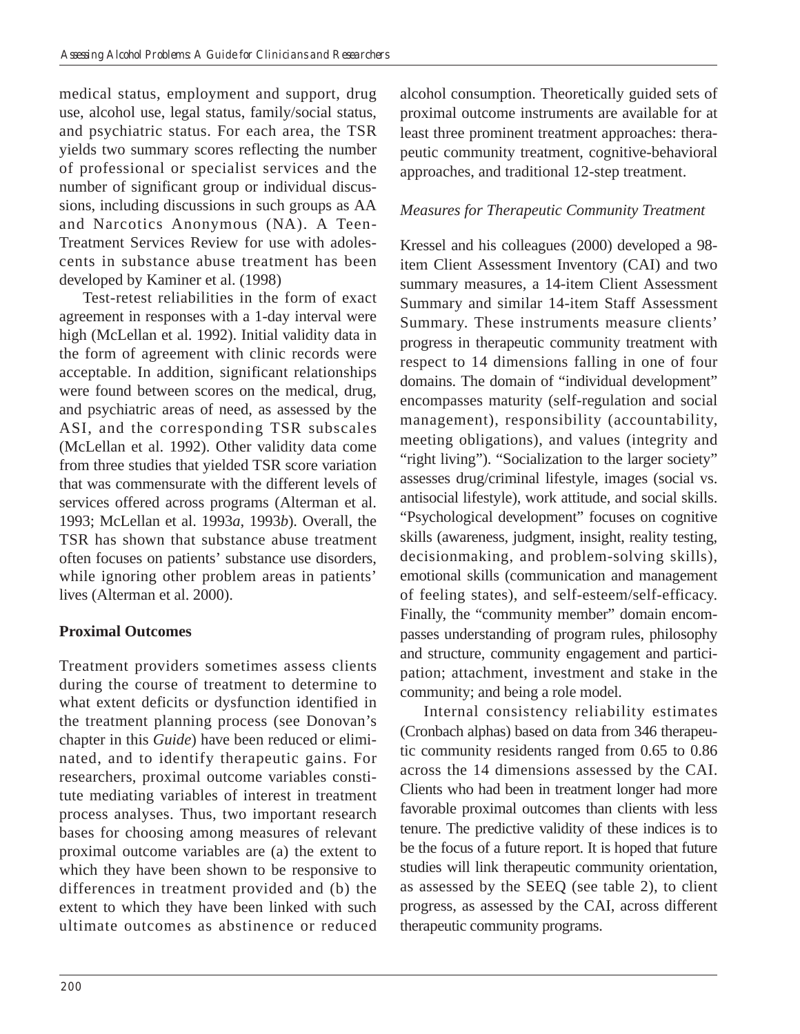medical status, employment and support, drug use, alcohol use, legal status, family/social status, and psychiatric status. For each area, the TSR yields two summary scores reflecting the number of professional or specialist services and the number of significant group or individual discussions, including discussions in such groups as AA and Narcotics Anonymous (NA). A Teen-Treatment Services Review for use with adolescents in substance abuse treatment has been developed by Kaminer et al. (1998)

Test-retest reliabilities in the form of exact agreement in responses with a 1-day interval were high (McLellan et al. 1992). Initial validity data in the form of agreement with clinic records were acceptable. In addition, significant relationships were found between scores on the medical, drug, and psychiatric areas of need, as assessed by the ASI, and the corresponding TSR subscales (McLellan et al. 1992). Other validity data come from three studies that yielded TSR score variation that was commensurate with the different levels of services offered across programs (Alterman et al. 1993; McLellan et al. 1993*a*, 1993*b*). Overall, the TSR has shown that substance abuse treatment often focuses on patients' substance use disorders, while ignoring other problem areas in patients' lives (Alterman et al. 2000).

## Proximal Outcomes

Treatment providers sometimes assess clients during the course of treatment to determine to what extent deficits or dysfunction identified in the treatment planning process (see Donovan's chapter in this *Guide*) have been reduced or eliminated, and to identify therapeutic gains. For researchers, proximal outcome variables constitute mediating variables of interest in treatment process analyses. Thus, two important research bases for choosing among measures of relevant proximal outcome variables are (a) the extent to which they have been shown to be responsive to differences in treatment provided and (b) the extent to which they have been linked with such ultimate outcomes as abstinence or reduced alcohol consumption. Theoretically guided sets of proximal outcome instruments are available for at least three prominent treatment approaches: therapeutic community treatment, cognitive-behavioral approaches, and traditional 12-step treatment.

### *Measures for Therapeutic Community Treatment*

Kressel and his colleagues (2000) developed a 98-item Client Assessment Inventory (CAI) and two summary measures, a 14-item Client Assessment Summary and similar 14-item Staff Assessment Summary. These instruments measure clients' progress in therapeutic community treatment with respect to 14 dimensions falling in one of four domains. The domain of "individual development" encompasses maturity (self-regulation and social management), responsibility (accountability, meeting obligations), and values (integrity and "right living"). "Socialization to the larger society" assesses drug/criminal lifestyle, images (social vs. antisocial lifestyle), work attitude, and social skills. "Psychological development" focuses on cognitive skills (awareness, judgment, insight, reality testing, decisionmaking, and problem-solving skills), emotional skills (communication and management of feeling states), and self-esteem/self-efficacy. Finally, the "community member" domain encompasses understanding of program rules, philosophy and structure, community engagement and participation; attachment, investment and stake in the community; and being a role model.

Internal consistency reliability estimates (Cronbach alphas) based on data from 346 therapeutic community residents ranged from 0.65 to 0.86 across the 14 dimensions assessed by the CAI. Clients who had been in treatment longer had more favorable proximal outcomes than clients with less tenure. The predictive validity of these indices is to be the focus of a future report. It is hoped that future studies will link therapeutic community orientation, as assessed by the SEEQ (see table 2), to client progress, as assessed by the CAI, across different therapeutic community programs.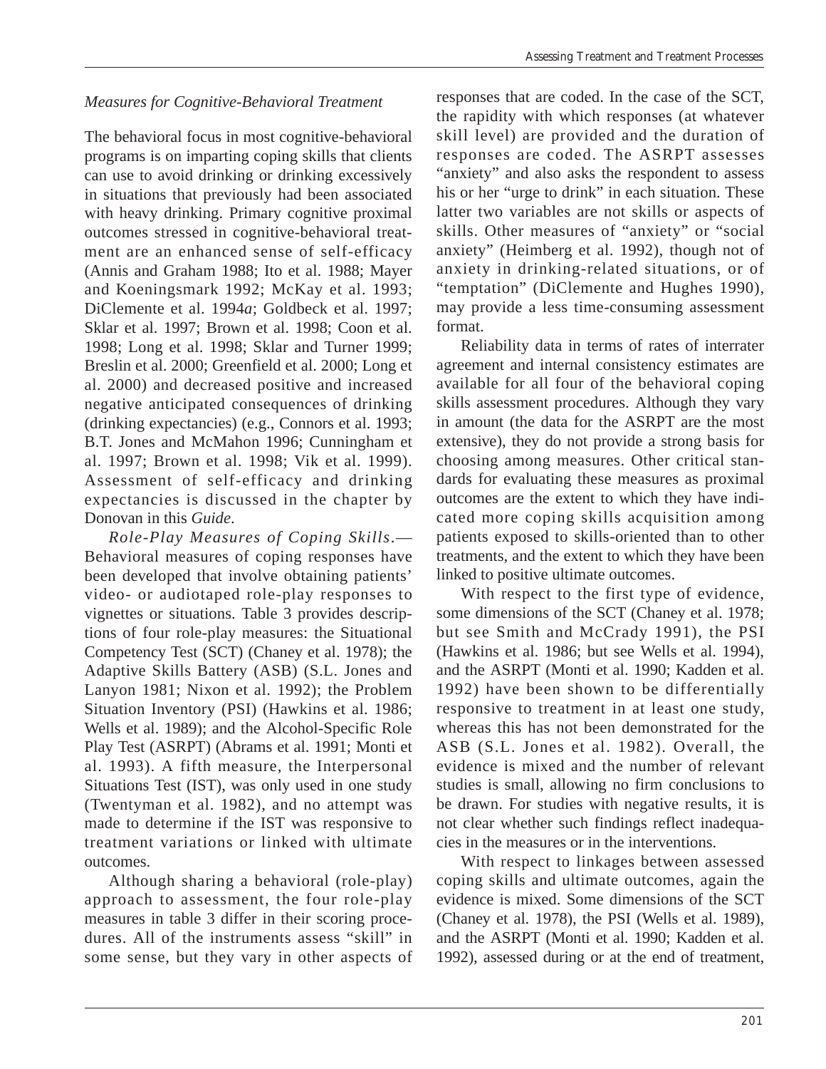### *Measures for Cognitive-Behavioral Treatment*

The behavioral focus in most cognitive-behavioral programs is on imparting coping skills that clients can use to avoid drinking or drinking excessively in situations that previously had been associated with heavy drinking. Primary cognitive proximal outcomes stressed in cognitive-behavioral treatment are an enhanced sense of self-efficacy (Annis and Graham 1988; Ito et al. 1988; Mayer and Koeningsmark 1992; McKay et al. 1993; DiClemente et al. 1994*a*; Goldbeck et al. 1997; Sklar et al. 1997; Brown et al. 1998; Coon et al. 1998; Long et al. 1998; Sklar and Turner 1999; Breslin et al. 2000; Greenfield et al. 2000; Long et al. 2000) and decreased positive and increased negative anticipated consequences of drinking (drinking expectancies) (e.g., Connors et al. 1993; B.T. Jones and McMahon 1996; Cunningham et al. 1997; Brown et al. 1998; Vik et al. 1999). Assessment of self-efficacy and drinking expectancies is discussed in the chapter by Donovan in this *Guide.*

*Role-Play Measures of Coping Skills.*— Behavioral measures of coping responses have been developed that involve obtaining patients' video- or audiotaped role-play responses to vignettes or situations. Table 3 provides descriptions of four role-play measures: the Situational Competency Test (SCT) (Chaney et al. 1978); the Adaptive Skills Battery (ASB) (S.L. Jones and Lanyon 1981; Nixon et al. 1992); the Problem Situation Inventory (PSI) (Hawkins et al. 1986; Wells et al. 1989); and the Alcohol-Specific Role Play Test (ASRPT) (Abrams et al. 1991; Monti et al. 1993). A fifth measure, the Interpersonal Situations Test (IST), was only used in one study (Twentyman et al. 1982), and no attempt was made to determine if the IST was responsive to treatment variations or linked with ultimate outcomes.

Although sharing a behavioral (role-play) approach to assessment, the four role-play measures in table 3 differ in their scoring procedures. All of the instruments assess "skill" in some sense, but they vary in other aspects of responses that are coded. In the case of the SCT, the rapidity with which responses (at whatever skill level) are provided and the duration of responses are coded. The ASRPT assesses "anxiety" and also asks the respondent to assess his or her "urge to drink" in each situation. These latter two variables are not skills or aspects of skills. Other measures of "anxiety" or "social anxiety" (Heimberg et al. 1992), though not of anxiety in drinking-related situations, or of "temptation" (DiClemente and Hughes 1990), may provide a less time-consuming assessment format.

Reliability data in terms of rates of interrater agreement and internal consistency estimates are available for all four of the behavioral coping skills assessment procedures. Although they vary in amount (the data for the ASRPT are the most extensive), they do not provide a strong basis for choosing among measures. Other critical standards for evaluating these measures as proximal outcomes are the extent to which they have indicated more coping skills acquisition among patients exposed to skills-oriented than to other treatments, and the extent to which they have been linked to positive ultimate outcomes.

With respect to the first type of evidence, some dimensions of the SCT (Chaney et al. 1978; but see Smith and McCrady 1991), the PSI (Hawkins et al. 1986; but see Wells et al. 1994), and the ASRPT (Monti et al. 1990; Kadden et al. 1992) have been shown to be differentially responsive to treatment in at least one study, whereas this has not been demonstrated for the ASB (S.L. Jones et al. 1982). Overall, the evidence is mixed and the number of relevant studies is small, allowing no firm conclusions to be drawn. For studies with negative results, it is not clear whether such findings reflect inadequacies in the measures or in the interventions.

With respect to linkages between assessed coping skills and ultimate outcomes, again the evidence is mixed. Some dimensions of the SCT (Chaney et al. 1978), the PSI (Wells et al. 1989), and the ASRPT (Monti et al. 1990; Kadden et al. 1992), assessed during or at the end of treatment,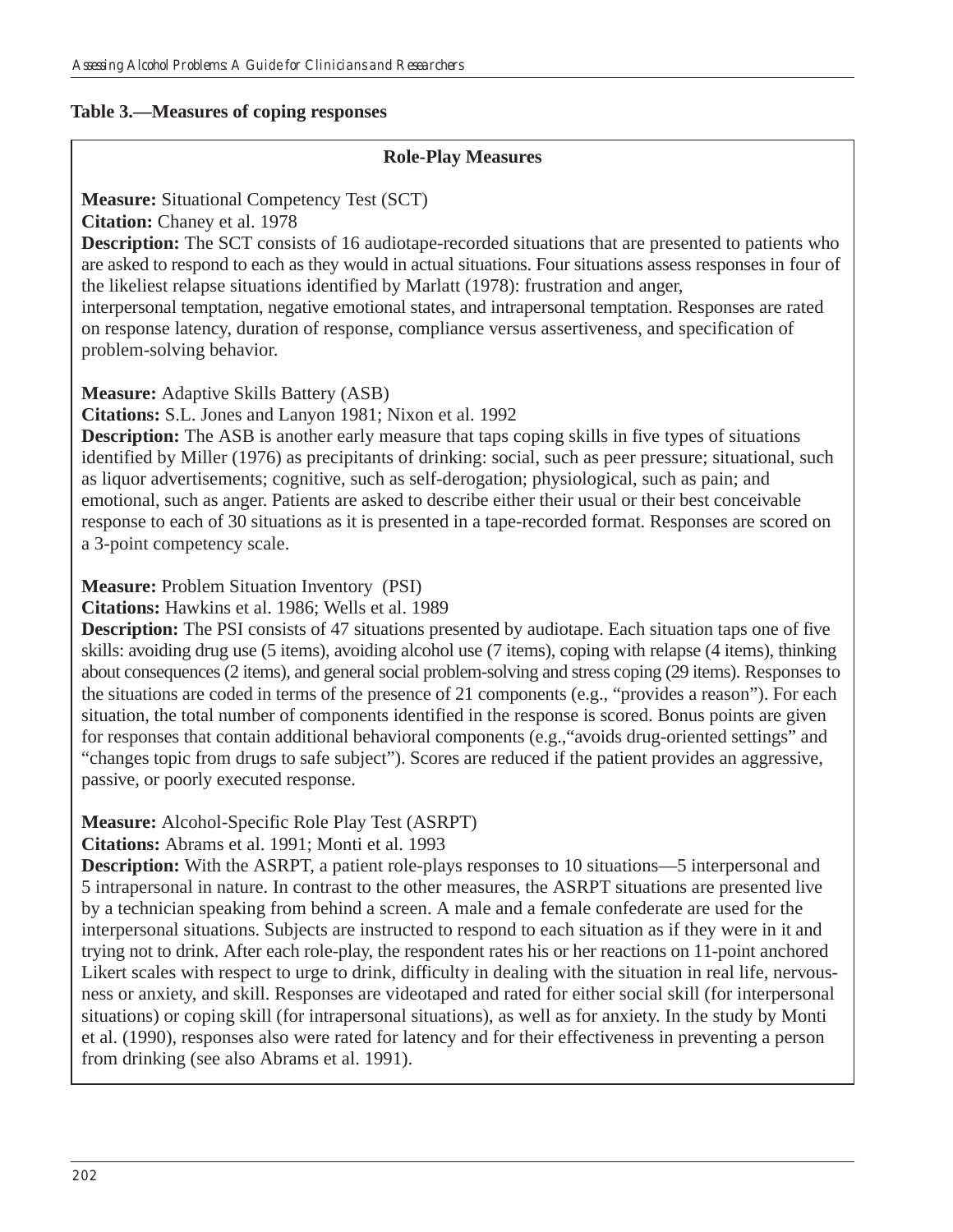**Table 3.—Measures of coping responses**

**Role-Play Measures**

**Measure:** Situational Competency Test (SCT)
**Citation:** Chaney et al. 1978
**Description:** The SCT consists of 16 audiotape-recorded situations that are presented to patients who are asked to respond to each as they would in actual situations. Four situations assess responses in four of the likeliest relapse situations identified by Marlatt (1978): frustration and anger, interpersonal temptation, negative emotional states, and intrapersonal temptation. Responses are rated on response latency, duration of response, compliance versus assertiveness, and specification of problem-solving behavior.

**Measure:** Adaptive Skills Battery (ASB)
**Citations:** S.L. Jones and Lanyon 1981; Nixon et al. 1992
**Description:** The ASB is another early measure that taps coping skills in five types of situations identified by Miller (1976) as precipitants of drinking: social, such as peer pressure; situational, such as liquor advertisements; cognitive, such as self-derogation; physiological, such as pain; and emotional, such as anger. Patients are asked to describe either their usual or their best conceivable response to each of 30 situations as it is presented in a tape-recorded format. Responses are scored on a 3-point competency scale.

**Measure:** Problem Situation Inventory (PSI)
**Citations:** Hawkins et al. 1986; Wells et al. 1989
**Description:** The PSI consists of 47 situations presented by audiotape. Each situation taps one of five skills: avoiding drug use (5 items), avoiding alcohol use (7 items), coping with relapse (4 items), thinking about consequences (2 items), and general social problem-solving and stress coping (29 items). Responses to the situations are coded in terms of the presence of 21 components (e.g., "provides a reason"). For each situation, the total number of components identified in the response is scored. Bonus points are given for responses that contain additional behavioral components (e.g.,"avoids drug-oriented settings" and "changes topic from drugs to safe subject"). Scores are reduced if the patient provides an aggressive, passive, or poorly executed response.

**Measure:** Alcohol-Specific Role Play Test (ASRPT)
**Citations:** Abrams et al. 1991; Monti et al. 1993
**Description:** With the ASRPT, a patient role-plays responses to 10 situations—5 interpersonal and 5 intrapersonal in nature. In contrast to the other measures, the ASRPT situations are presented live by a technician speaking from behind a screen. A male and a female confederate are used for the interpersonal situations. Subjects are instructed to respond to each situation as if they were in it and trying not to drink. After each role-play, the respondent rates his or her reactions on 11-point anchored Likert scales with respect to urge to drink, difficulty in dealing with the situation in real life, nervousness or anxiety, and skill. Responses are videotaped and rated for either social skill (for interpersonal situations) or coping skill (for intrapersonal situations), as well as for anxiety. In the study by Monti et al. (1990), responses also were rated for latency and for their effectiveness in preventing a person from drinking (see also Abrams et al. 1991).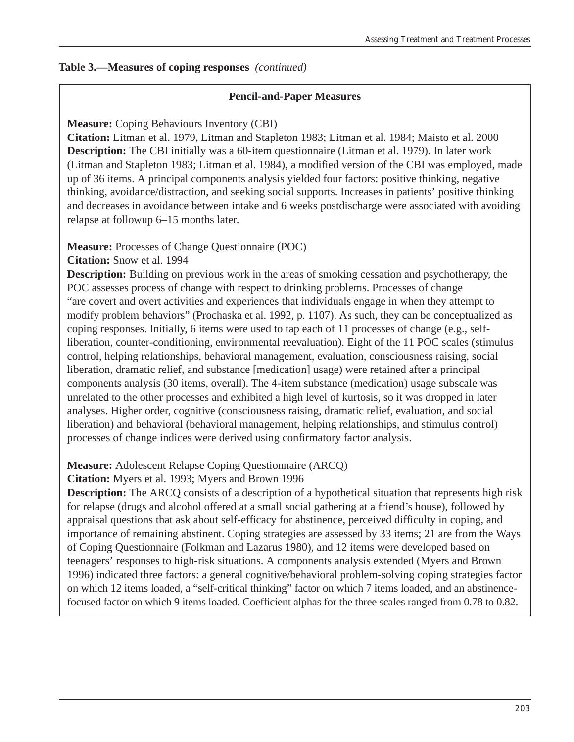**Table 3.—Measures of coping responses** *(continued)*

**Pencil-and-Paper Measures**

**Measure:** Coping Behaviours Inventory (CBI)
**Citation:** Litman et al. 1979, Litman and Stapleton 1983; Litman et al. 1984; Maisto et al. 2000
**Description:** The CBI initially was a 60-item questionnaire (Litman et al. 1979). In later work (Litman and Stapleton 1983; Litman et al. 1984), a modified version of the CBI was employed, made up of 36 items. A principal components analysis yielded four factors: positive thinking, negative thinking, avoidance/distraction, and seeking social supports. Increases in patients' positive thinking and decreases in avoidance between intake and 6 weeks postdischarge were associated with avoiding relapse at followup 6–15 months later.

**Measure:** Processes of Change Questionnaire (POC)
**Citation:** Snow et al. 1994
**Description:** Building on previous work in the areas of smoking cessation and psychotherapy, the POC assesses process of change with respect to drinking problems. Processes of change "are covert and overt activities and experiences that individuals engage in when they attempt to modify problem behaviors" (Prochaska et al. 1992, p. 1107). As such, they can be conceptualized as coping responses. Initially, 6 items were used to tap each of 11 processes of change (e.g., self-liberation, counter-conditioning, environmental reevaluation). Eight of the 11 POC scales (stimulus control, helping relationships, behavioral management, evaluation, consciousness raising, social liberation, dramatic relief, and substance [medication] usage) were retained after a principal components analysis (30 items, overall). The 4-item substance (medication) usage subscale was unrelated to the other processes and exhibited a high level of kurtosis, so it was dropped in later analyses. Higher order, cognitive (consciousness raising, dramatic relief, evaluation, and social liberation) and behavioral (behavioral management, helping relationships, and stimulus control) processes of change indices were derived using confirmatory factor analysis.

**Measure:** Adolescent Relapse Coping Questionnaire (ARCQ)
**Citation:** Myers et al. 1993; Myers and Brown 1996
**Description:** The ARCQ consists of a description of a hypothetical situation that represents high risk for relapse (drugs and alcohol offered at a small social gathering at a friend's house), followed by appraisal questions that ask about self-efficacy for abstinence, perceived difficulty in coping, and importance of remaining abstinent. Coping strategies are assessed by 33 items; 21 are from the Ways of Coping Questionnaire (Folkman and Lazarus 1980), and 12 items were developed based on teenagers' responses to high-risk situations. A components analysis extended (Myers and Brown 1996) indicated three factors: a general cognitive/behavioral problem-solving coping strategies factor on which 12 items loaded, a "self-critical thinking" factor on which 7 items loaded, and an abstinence-focused factor on which 9 items loaded. Coefficient alphas for the three scales ranged from 0.78 to 0.82.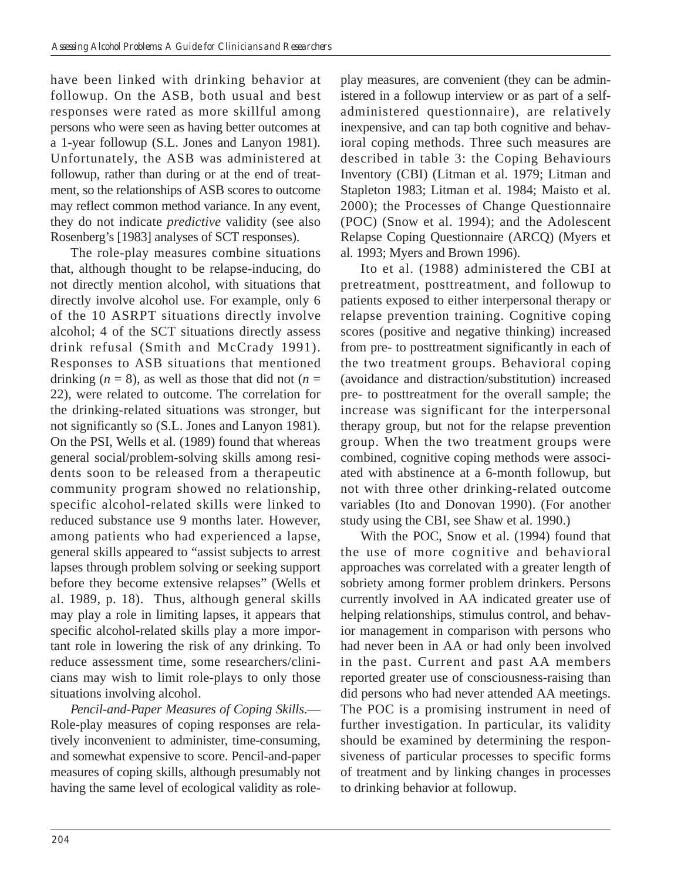have been linked with drinking behavior at followup. On the ASB, both usual and best responses were rated as more skillful among persons who were seen as having better outcomes at a 1-year followup (S.L. Jones and Lanyon 1981). Unfortunately, the ASB was administered at followup, rather than during or at the end of treatment, so the relationships of ASB scores to outcome may reflect common method variance. In any event, they do not indicate *predictive* validity (see also Rosenberg's [1983] analyses of SCT responses).

The role-play measures combine situations that, although thought to be relapse-inducing, do not directly mention alcohol, with situations that directly involve alcohol use. For example, only 6 of the 10 ASRPT situations directly involve alcohol; 4 of the SCT situations directly assess drink refusal (Smith and McCrady 1991). Responses to ASB situations that mentioned drinking ($n$ = 8), as well as those that did not ($n$ = 22), were related to outcome. The correlation for the drinking-related situations was stronger, but not significantly so (S.L. Jones and Lanyon 1981). On the PSI, Wells et al. (1989) found that whereas general social/problem-solving skills among residents soon to be released from a therapeutic community program showed no relationship, specific alcohol-related skills were linked to reduced substance use 9 months later. However, among patients who had experienced a lapse, general skills appeared to "assist subjects to arrest lapses through problem solving or seeking support before they become extensive relapses" (Wells et al. 1989, p. 18). Thus, although general skills may play a role in limiting lapses, it appears that specific alcohol-related skills play a more important role in lowering the risk of any drinking. To reduce assessment time, some researchers/clinicians may wish to limit role-plays to only those situations involving alcohol.

*Pencil-and-Paper Measures of Coping Skills*.—Role-play measures of coping responses are relatively inconvenient to administer, time-consuming, and somewhat expensive to score. Pencil-and-paper measures of coping skills, although presumably not having the same level of ecological validity as role-play measures, are convenient (they can be administered in a followup interview or as part of a self-administered questionnaire), are relatively inexpensive, and can tap both cognitive and behavioral coping methods. Three such measures are described in table 3: the Coping Behaviours Inventory (CBI) (Litman et al. 1979; Litman and Stapleton 1983; Litman et al. 1984; Maisto et al. 2000); the Processes of Change Questionnaire (POC) (Snow et al. 1994); and the Adolescent Relapse Coping Questionnaire (ARCQ) (Myers et al. 1993; Myers and Brown 1996).

Ito et al. (1988) administered the CBI at pretreatment, posttreatment, and followup to patients exposed to either interpersonal therapy or relapse prevention training. Cognitive coping scores (positive and negative thinking) increased from pre- to posttreatment significantly in each of the two treatment groups. Behavioral coping (avoidance and distraction/substitution) increased pre- to posttreatment for the overall sample; the increase was significant for the interpersonal therapy group, but not for the relapse prevention group. When the two treatment groups were combined, cognitive coping methods were associated with abstinence at a 6-month followup, but not with three other drinking-related outcome variables (Ito and Donovan 1990). (For another study using the CBI, see Shaw et al. 1990.)

With the POC, Snow et al. (1994) found that the use of more cognitive and behavioral approaches was correlated with a greater length of sobriety among former problem drinkers. Persons currently involved in AA indicated greater use of helping relationships, stimulus control, and behavior management in comparison with persons who had never been in AA or had only been involved in the past. Current and past AA members reported greater use of consciousness-raising than did persons who had never attended AA meetings. The POC is a promising instrument in need of further investigation. In particular, its validity should be examined by determining the responsiveness of particular processes to specific forms of treatment and by linking changes in processes to drinking behavior at followup.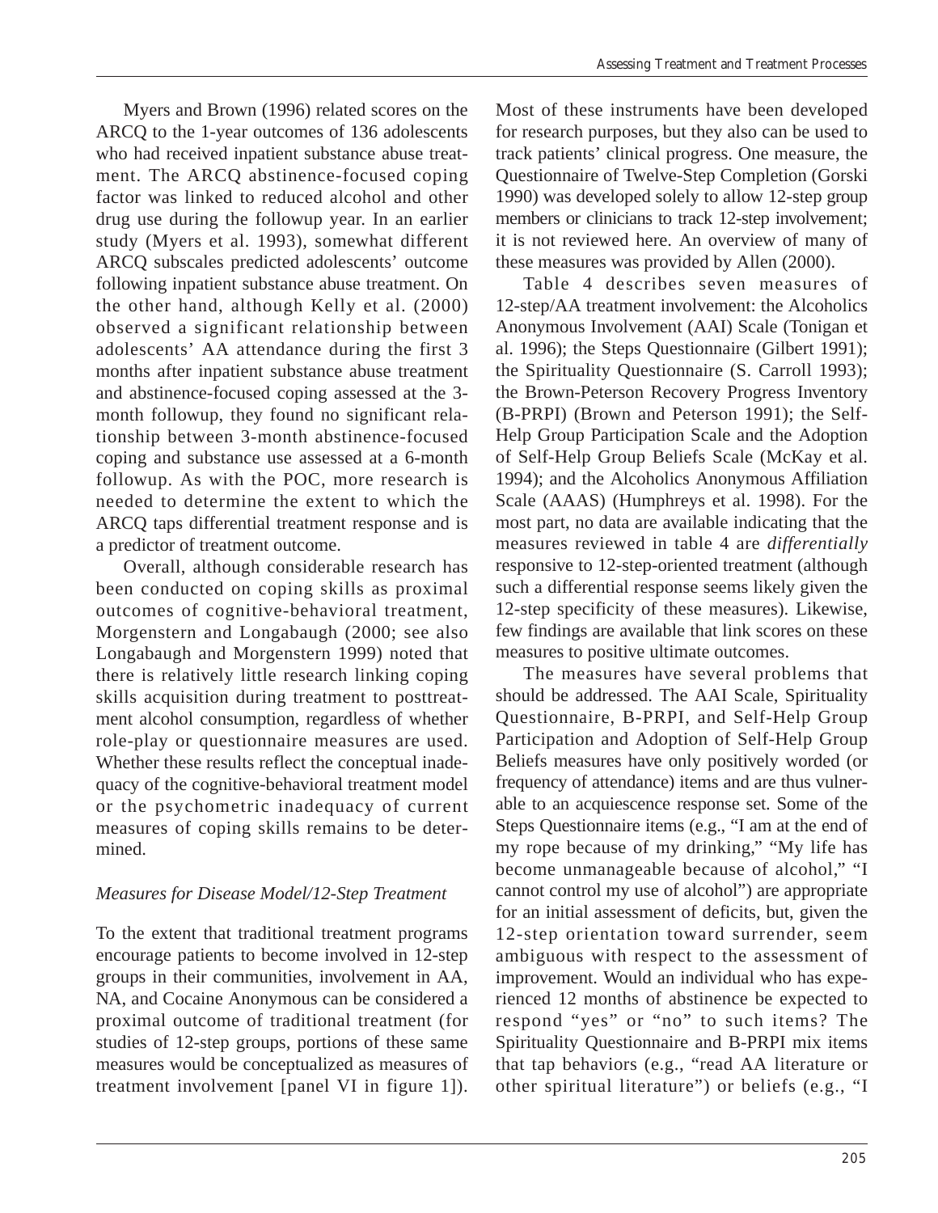Myers and Brown (1996) related scores on the ARCQ to the 1-year outcomes of 136 adolescents who had received inpatient substance abuse treatment. The ARCQ abstinence-focused coping factor was linked to reduced alcohol and other drug use during the followup year. In an earlier study (Myers et al. 1993), somewhat different ARCQ subscales predicted adolescents' outcome following inpatient substance abuse treatment. On the other hand, although Kelly et al. (2000) observed a significant relationship between adolescents' AA attendance during the first 3 months after inpatient substance abuse treatment and abstinence-focused coping assessed at the 3-month followup, they found no significant relationship between 3-month abstinence-focused coping and substance use assessed at a 6-month followup. As with the POC, more research is needed to determine the extent to which the ARCQ taps differential treatment response and is a predictor of treatment outcome.

Overall, although considerable research has been conducted on coping skills as proximal outcomes of cognitive-behavioral treatment, Morgenstern and Longabaugh (2000; see also Longabaugh and Morgenstern 1999) noted that there is relatively little research linking coping skills acquisition during treatment to posttreatment alcohol consumption, regardless of whether role-play or questionnaire measures are used. Whether these results reflect the conceptual inadequacy of the cognitive-behavioral treatment model or the psychometric inadequacy of current measures of coping skills remains to be determined.

### *Measures for Disease Model/12-Step Treatment*

To the extent that traditional treatment programs encourage patients to become involved in 12-step groups in their communities, involvement in AA, NA, and Cocaine Anonymous can be considered a proximal outcome of traditional treatment (for studies of 12-step groups, portions of these same measures would be conceptualized as measures of treatment involvement [panel VI in figure 1]). Most of these instruments have been developed for research purposes, but they also can be used to track patients' clinical progress. One measure, the Questionnaire of Twelve-Step Completion (Gorski 1990) was developed solely to allow 12-step group members or clinicians to track 12-step involvement; it is not reviewed here. An overview of many of these measures was provided by Allen (2000).

Table 4 describes seven measures of 12-step/AA treatment involvement: the Alcoholics Anonymous Involvement (AAI) Scale (Tonigan et al. 1996); the Steps Questionnaire (Gilbert 1991); the Spirituality Questionnaire (S. Carroll 1993); the Brown-Peterson Recovery Progress Inventory (B-PRPI) (Brown and Peterson 1991); the Self-Help Group Participation Scale and the Adoption of Self-Help Group Beliefs Scale (McKay et al. 1994); and the Alcoholics Anonymous Affiliation Scale (AAAS) (Humphreys et al. 1998). For the most part, no data are available indicating that the measures reviewed in table 4 are *differentially* responsive to 12-step-oriented treatment (although such a differential response seems likely given the 12-step specificity of these measures). Likewise, few findings are available that link scores on these measures to positive ultimate outcomes.

The measures have several problems that should be addressed. The AAI Scale, Spirituality Questionnaire, B-PRPI, and Self-Help Group Participation and Adoption of Self-Help Group Beliefs measures have only positively worded (or frequency of attendance) items and are thus vulnerable to an acquiescence response set. Some of the Steps Questionnaire items (e.g., "I am at the end of my rope because of my drinking," "My life has become unmanageable because of alcohol," "I cannot control my use of alcohol") are appropriate for an initial assessment of deficits, but, given the 12-step orientation toward surrender, seem ambiguous with respect to the assessment of improvement. Would an individual who has experienced 12 months of abstinence be expected to respond "yes" or "no" to such items? The Spirituality Questionnaire and B-PRPI mix items that tap behaviors (e.g., "read AA literature or other spiritual literature") or beliefs (e.g., "I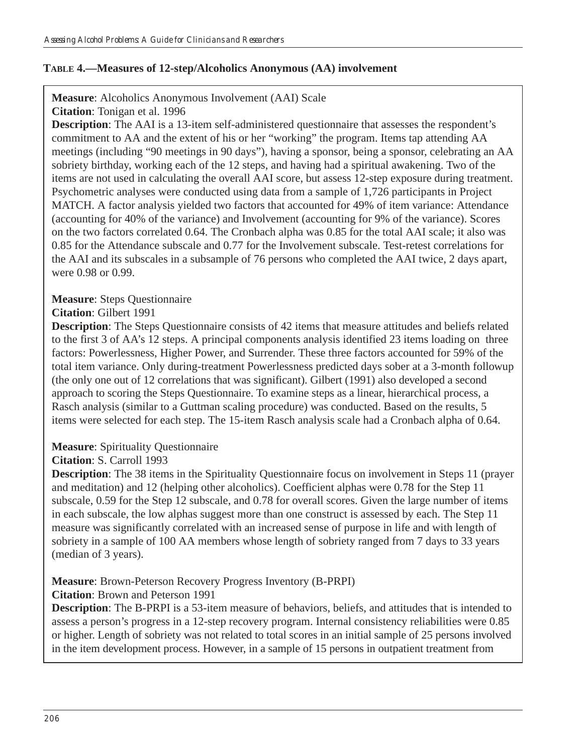**Table 4.—Measures of 12-step/Alcoholics Anonymous (AA) involvement**

**Measure**: Alcoholics Anonymous Involvement (AAI) Scale
**Citation**: Tonigan et al. 1996
**Description**: The AAI is a 13-item self-administered questionnaire that assesses the respondent's commitment to AA and the extent of his or her "working" the program. Items tap attending AA meetings (including "90 meetings in 90 days"), having a sponsor, being a sponsor, celebrating an AA sobriety birthday, working each of the 12 steps, and having had a spiritual awakening. Two of the items are not used in calculating the overall AAI score, but assess 12-step exposure during treatment. Psychometric analyses were conducted using data from a sample of 1,726 participants in Project MATCH. A factor analysis yielded two factors that accounted for 49% of item variance: Attendance (accounting for 40% of the variance) and Involvement (accounting for 9% of the variance). Scores on the two factors correlated 0.64. The Cronbach alpha was 0.85 for the total AAI scale; it also was 0.85 for the Attendance subscale and 0.77 for the Involvement subscale. Test-retest correlations for the AAI and its subscales in a subsample of 76 persons who completed the AAI twice, 2 days apart, were 0.98 or 0.99.

**Measure**: Steps Questionnaire
**Citation**: Gilbert 1991
**Description**: The Steps Questionnaire consists of 42 items that measure attitudes and beliefs related to the first 3 of AA's 12 steps. A principal components analysis identified 23 items loading on three factors: Powerlessness, Higher Power, and Surrender. These three factors accounted for 59% of the total item variance. Only during-treatment Powerlessness predicted days sober at a 3-month followup (the only one out of 12 correlations that was significant). Gilbert (1991) also developed a second approach to scoring the Steps Questionnaire. To examine steps as a linear, hierarchical process, a Rasch analysis (similar to a Guttman scaling procedure) was conducted. Based on the results, 5 items were selected for each step. The 15-item Rasch analysis scale had a Cronbach alpha of 0.64.

**Measure**: Spirituality Questionnaire
**Citation**: S. Carroll 1993
**Description**: The 38 items in the Spirituality Questionnaire focus on involvement in Steps 11 (prayer and meditation) and 12 (helping other alcoholics). Coefficient alphas were 0.78 for the Step 11 subscale, 0.59 for the Step 12 subscale, and 0.78 for overall scores. Given the large number of items in each subscale, the low alphas suggest more than one construct is assessed by each. The Step 11 measure was significantly correlated with an increased sense of purpose in life and with length of sobriety in a sample of 100 AA members whose length of sobriety ranged from 7 days to 33 years (median of 3 years).

**Measure**: Brown-Peterson Recovery Progress Inventory (B-PRPI)
**Citation**: Brown and Peterson 1991
**Description**: The B-PRPI is a 53-item measure of behaviors, beliefs, and attitudes that is intended to assess a person's progress in a 12-step recovery program. Internal consistency reliabilities were 0.85 or higher. Length of sobriety was not related to total scores in an initial sample of 25 persons involved in the item development process. However, in a sample of 15 persons in outpatient treatment from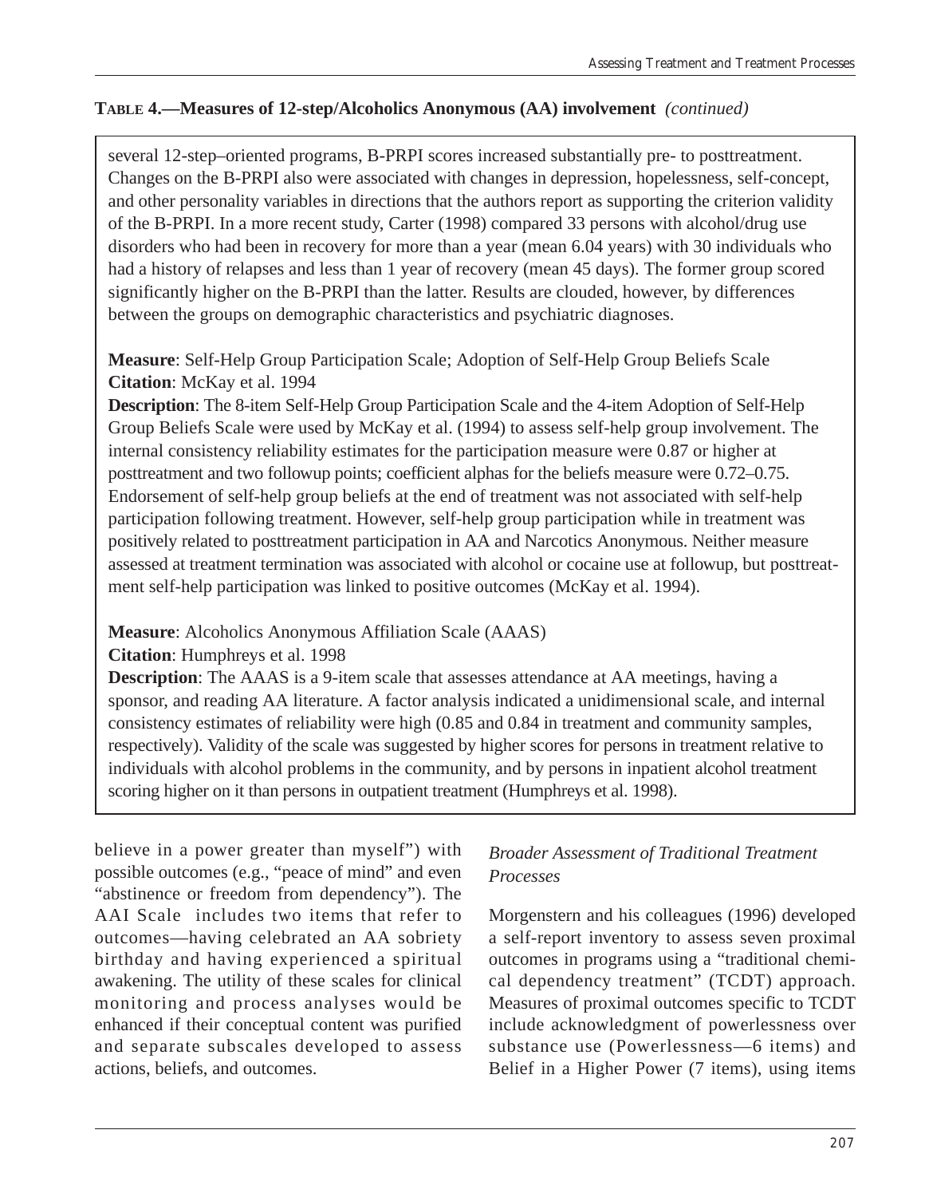**TABLE 4.—Measures of 12-step/Alcoholics Anonymous (AA) involvement** *(continued)*

several 12-step–oriented programs, B-PRPI scores increased substantially pre- to posttreatment. Changes on the B-PRPI also were associated with changes in depression, hopelessness, self-concept, and other personality variables in directions that the authors report as supporting the criterion validity of the B-PRPI. In a more recent study, Carter (1998) compared 33 persons with alcohol/drug use disorders who had been in recovery for more than a year (mean 6.04 years) with 30 individuals who had a history of relapses and less than 1 year of recovery (mean 45 days). The former group scored significantly higher on the B-PRPI than the latter. Results are clouded, however, by differences between the groups on demographic characteristics and psychiatric diagnoses.

**Measure**: Self-Help Group Participation Scale; Adoption of Self-Help Group Beliefs Scale
**Citation**: McKay et al. 1994
**Description**: The 8-item Self-Help Group Participation Scale and the 4-item Adoption of Self-Help Group Beliefs Scale were used by McKay et al. (1994) to assess self-help group involvement. The internal consistency reliability estimates for the participation measure were 0.87 or higher at posttreatment and two followup points; coefficient alphas for the beliefs measure were 0.72–0.75. Endorsement of self-help group beliefs at the end of treatment was not associated with self-help participation following treatment. However, self-help group participation while in treatment was positively related to posttreatment participation in AA and Narcotics Anonymous. Neither measure assessed at treatment termination was associated with alcohol or cocaine use at followup, but posttreatment self-help participation was linked to positive outcomes (McKay et al. 1994).

**Measure**: Alcoholics Anonymous Affiliation Scale (AAAS)
**Citation**: Humphreys et al. 1998
**Description**: The AAAS is a 9-item scale that assesses attendance at AA meetings, having a sponsor, and reading AA literature. A factor analysis indicated a unidimensional scale, and internal consistency estimates of reliability were high (0.85 and 0.84 in treatment and community samples, respectively). Validity of the scale was suggested by higher scores for persons in treatment relative to individuals with alcohol problems in the community, and by persons in inpatient alcohol treatment scoring higher on it than persons in outpatient treatment (Humphreys et al. 1998).

believe in a power greater than myself") with possible outcomes (e.g., "peace of mind" and even "abstinence or freedom from dependency"). The AAI Scale includes two items that refer to outcomes—having celebrated an AA sobriety birthday and having experienced a spiritual awakening. The utility of these scales for clinical monitoring and process analyses would be enhanced if their conceptual content was purified and separate subscales developed to assess actions, beliefs, and outcomes.

### *Broader Assessment of Traditional Treatment Processes*

Morgenstern and his colleagues (1996) developed a self-report inventory to assess seven proximal outcomes in programs using a "traditional chemical dependency treatment" (TCDT) approach. Measures of proximal outcomes specific to TCDT include acknowledgment of powerlessness over substance use (Powerlessness—6 items) and Belief in a Higher Power (7 items), using items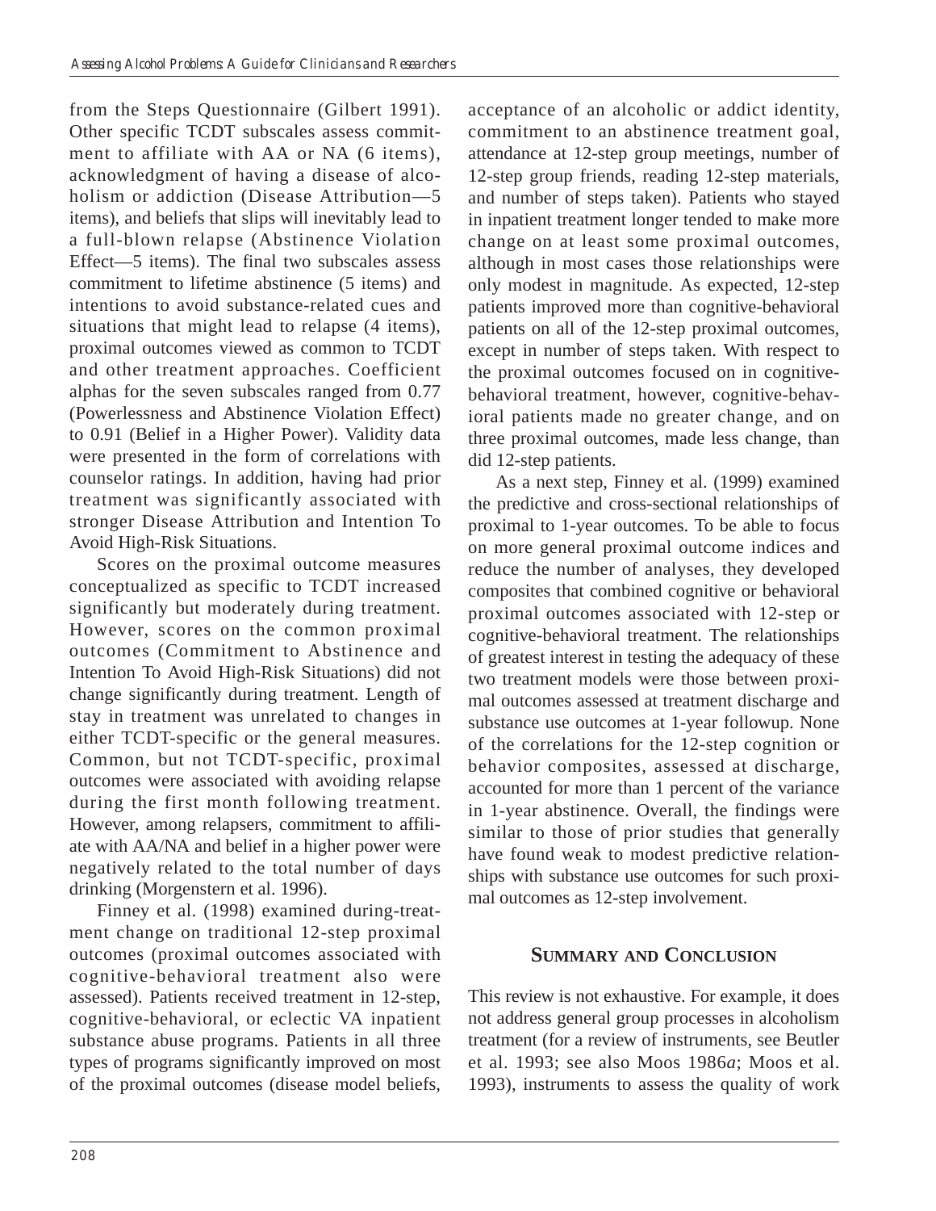from the Steps Questionnaire (Gilbert 1991). Other specific TCDT subscales assess commitment to affiliate with AA or NA (6 items), acknowledgment of having a disease of alcoholism or addiction (Disease Attribution—5 items), and beliefs that slips will inevitably lead to a full-blown relapse (Abstinence Violation Effect—5 items). The final two subscales assess commitment to lifetime abstinence (5 items) and intentions to avoid substance-related cues and situations that might lead to relapse (4 items), proximal outcomes viewed as common to TCDT and other treatment approaches. Coefficient alphas for the seven subscales ranged from 0.77 (Powerlessness and Abstinence Violation Effect) to 0.91 (Belief in a Higher Power). Validity data were presented in the form of correlations with counselor ratings. In addition, having had prior treatment was significantly associated with stronger Disease Attribution and Intention To Avoid High-Risk Situations.

Scores on the proximal outcome measures conceptualized as specific to TCDT increased significantly but moderately during treatment. However, scores on the common proximal outcomes (Commitment to Abstinence and Intention To Avoid High-Risk Situations) did not change significantly during treatment. Length of stay in treatment was unrelated to changes in either TCDT-specific or the general measures. Common, but not TCDT-specific, proximal outcomes were associated with avoiding relapse during the first month following treatment. However, among relapsers, commitment to affiliate with AA/NA and belief in a higher power were negatively related to the total number of days drinking (Morgenstern et al. 1996).

Finney et al. (1998) examined during-treatment change on traditional 12-step proximal outcomes (proximal outcomes associated with cognitive-behavioral treatment also were assessed). Patients received treatment in 12-step, cognitive-behavioral, or eclectic VA inpatient substance abuse programs. Patients in all three types of programs significantly improved on most of the proximal outcomes (disease model beliefs, acceptance of an alcoholic or addict identity, commitment to an abstinence treatment goal, attendance at 12-step group meetings, number of 12-step group friends, reading 12-step materials, and number of steps taken). Patients who stayed in inpatient treatment longer tended to make more change on at least some proximal outcomes, although in most cases those relationships were only modest in magnitude. As expected, 12-step patients improved more than cognitive-behavioral patients on all of the 12-step proximal outcomes, except in number of steps taken. With respect to the proximal outcomes focused on in cognitive-behavioral treatment, however, cognitive-behavioral patients made no greater change, and on three proximal outcomes, made less change, than did 12-step patients.

As a next step, Finney et al. (1999) examined the predictive and cross-sectional relationships of proximal to 1-year outcomes. To be able to focus on more general proximal outcome indices and reduce the number of analyses, they developed composites that combined cognitive or behavioral proximal outcomes associated with 12-step or cognitive-behavioral treatment. The relationships of greatest interest in testing the adequacy of these two treatment models were those between proximal outcomes assessed at treatment discharge and substance use outcomes at 1-year followup. None of the correlations for the 12-step cognition or behavior composites, assessed at discharge, accounted for more than 1 percent of the variance in 1-year abstinence. Overall, the findings were similar to those of prior studies that generally have found weak to modest predictive relationships with substance use outcomes for such proximal outcomes as 12-step involvement.

## Summary and Conclusion

This review is not exhaustive. For example, it does not address general group processes in alcoholism treatment (for a review of instruments, see Beutler et al. 1993; see also Moos 1986*a*; Moos et al. 1993), instruments to assess the quality of work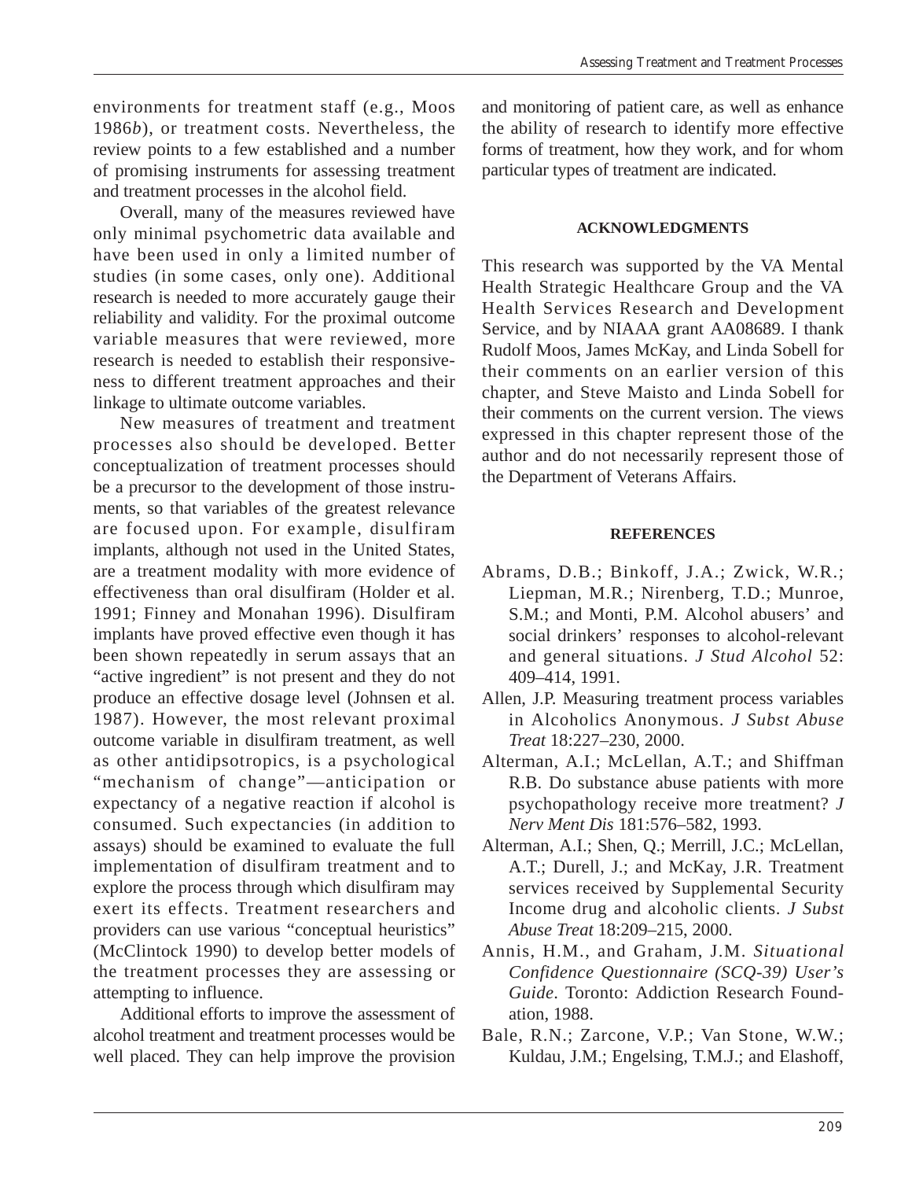environments for treatment staff (e.g., Moos 1986*b*), or treatment costs. Nevertheless, the review points to a few established and a number of promising instruments for assessing treatment and treatment processes in the alcohol field.

Overall, many of the measures reviewed have only minimal psychometric data available and have been used in only a limited number of studies (in some cases, only one). Additional research is needed to more accurately gauge their reliability and validity. For the proximal outcome variable measures that were reviewed, more research is needed to establish their responsiveness to different treatment approaches and their linkage to ultimate outcome variables.

New measures of treatment and treatment processes also should be developed. Better conceptualization of treatment processes should be a precursor to the development of those instruments, so that variables of the greatest relevance are focused upon. For example, disulfiram implants, although not used in the United States, are a treatment modality with more evidence of effectiveness than oral disulfiram (Holder et al. 1991; Finney and Monahan 1996). Disulfiram implants have proved effective even though it has been shown repeatedly in serum assays that an "active ingredient" is not present and they do not produce an effective dosage level (Johnsen et al. 1987). However, the most relevant proximal outcome variable in disulfiram treatment, as well as other antidipsotropics, is a psychological "mechanism of change"—anticipation or expectancy of a negative reaction if alcohol is consumed. Such expectancies (in addition to assays) should be examined to evaluate the full implementation of disulfiram treatment and to explore the process through which disulfiram may exert its effects. Treatment researchers and providers can use various "conceptual heuristics" (McClintock 1990) to develop better models of the treatment processes they are assessing or attempting to influence.

Additional efforts to improve the assessment of alcohol treatment and treatment processes would be well placed. They can help improve the provision and monitoring of patient care, as well as enhance the ability of research to identify more effective forms of treatment, how they work, and for whom particular types of treatment are indicated.

## ACKNOWLEDGMENTS

This research was supported by the VA Mental Health Strategic Healthcare Group and the VA Health Services Research and Development Service, and by NIAAA grant AA08689. I thank Rudolf Moos, James McKay, and Linda Sobell for their comments on an earlier version of this chapter, and Steve Maisto and Linda Sobell for their comments on the current version. The views expressed in this chapter represent those of the author and do not necessarily represent those of the Department of Veterans Affairs.

## REFERENCES

Abrams, D.B.; Binkoff, J.A.; Zwick, W.R.; Liepman, M.R.; Nirenberg, T.D.; Munroe, S.M.; and Monti, P.M. Alcohol abusers' and social drinkers' responses to alcohol-relevant and general situations. *J Stud Alcohol* 52: 409–414, 1991.

Allen, J.P. Measuring treatment process variables in Alcoholics Anonymous. *J Subst Abuse Treat* 18:227–230, 2000.

Alterman, A.I.; McLellan, A.T.; and Shiffman R.B. Do substance abuse patients with more psychopathology receive more treatment? *J Nerv Ment Dis* 181:576–582, 1993.

Alterman, A.I.; Shen, Q.; Merrill, J.C.; McLellan, A.T.; Durell, J.; and McKay, J.R. Treatment services received by Supplemental Security Income drug and alcoholic clients. *J Subst Abuse Treat* 18:209–215, 2000.

Annis, H.M., and Graham, J.M. *Situational Confidence Questionnaire (SCQ-39) User's Guide*. Toronto: Addiction Research Foundation, 1988.

Bale, R.N.; Zarcone, V.P.; Van Stone, W.W.; Kuldau, J.M.; Engelsing, T.M.J.; and Elashoff,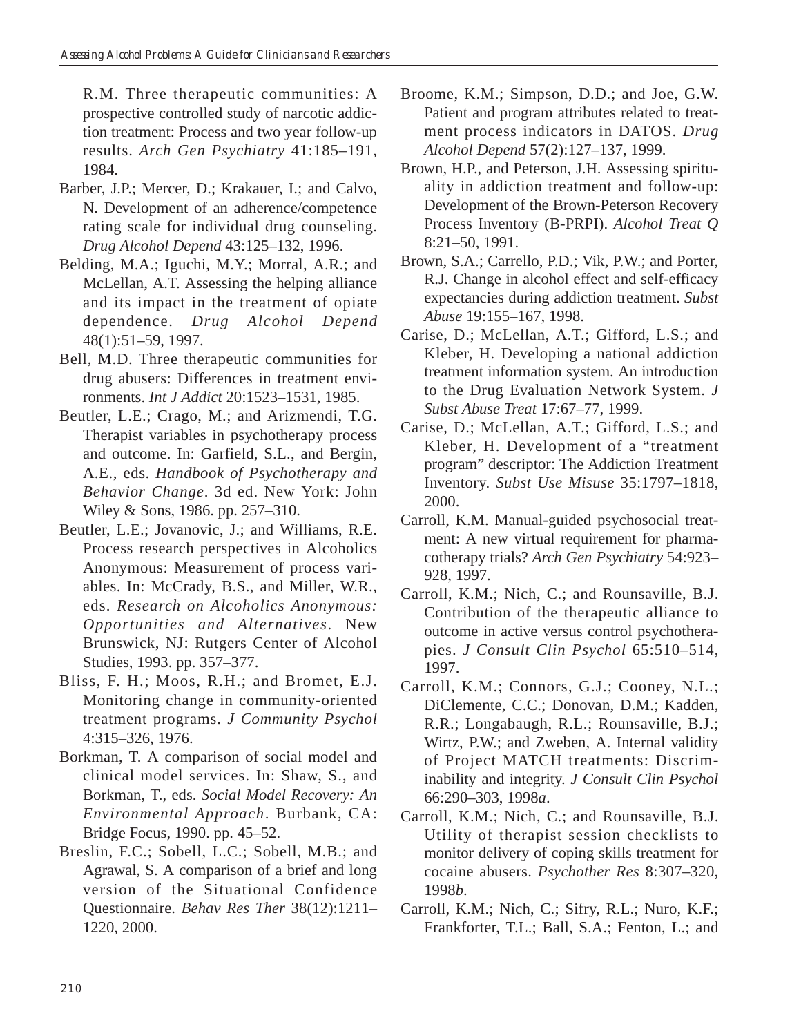R.M. Three therapeutic communities: A prospective controlled study of narcotic addiction treatment: Process and two year follow-up results. *Arch Gen Psychiatry* 41:185–191, 1984.

Barber, J.P.; Mercer, D.; Krakauer, I.; and Calvo, N. Development of an adherence/competence rating scale for individual drug counseling. *Drug Alcohol Depend* 43:125–132, 1996.

Belding, M.A.; Iguchi, M.Y.; Morral, A.R.; and McLellan, A.T. Assessing the helping alliance and its impact in the treatment of opiate dependence. *Drug Alcohol Depend* 48(1):51–59, 1997.

Bell, M.D. Three therapeutic communities for drug abusers: Differences in treatment environments. *Int J Addict* 20:1523–1531, 1985.

Beutler, L.E.; Crago, M.; and Arizmendi, T.G. Therapist variables in psychotherapy process and outcome. In: Garfield, S.L., and Bergin, A.E., eds. *Handbook of Psychotherapy and Behavior Change*. 3d ed. New York: John Wiley & Sons, 1986. pp. 257–310.

Beutler, L.E.; Jovanovic, J.; and Williams, R.E. Process research perspectives in Alcoholics Anonymous: Measurement of process variables. In: McCrady, B.S., and Miller, W.R., eds. *Research on Alcoholics Anonymous: Opportunities and Alternatives*. New Brunswick, NJ: Rutgers Center of Alcohol Studies, 1993. pp. 357–377.

Bliss, F. H.; Moos, R.H.; and Bromet, E.J. Monitoring change in community-oriented treatment programs. *J Community Psychol* 4:315–326, 1976.

Borkman, T. A comparison of social model and clinical model services. In: Shaw, S., and Borkman, T., eds. *Social Model Recovery: An Environmental Approach*. Burbank, CA: Bridge Focus, 1990. pp. 45–52.

Breslin, F.C.; Sobell, L.C.; Sobell, M.B.; and Agrawal, S. A comparison of a brief and long version of the Situational Confidence Questionnaire. *Behav Res Ther* 38(12):1211–1220, 2000.

Broome, K.M.; Simpson, D.D.; and Joe, G.W. Patient and program attributes related to treatment process indicators in DATOS. *Drug Alcohol Depend* 57(2):127–137, 1999.

Brown, H.P., and Peterson, J.H. Assessing spirituality in addiction treatment and follow-up: Development of the Brown-Peterson Recovery Process Inventory (B-PRPI). *Alcohol Treat Q* 8:21–50, 1991.

Brown, S.A.; Carrello, P.D.; Vik, P.W.; and Porter, R.J. Change in alcohol effect and self-efficacy expectancies during addiction treatment. *Subst Abuse* 19:155–167, 1998.

Carise, D.; McLellan, A.T.; Gifford, L.S.; and Kleber, H. Developing a national addiction treatment information system. An introduction to the Drug Evaluation Network System. *J Subst Abuse Treat* 17:67–77, 1999.

Carise, D.; McLellan, A.T.; Gifford, L.S.; and Kleber, H. Development of a "treatment program" descriptor: The Addiction Treatment Inventory. *Subst Use Misuse* 35:1797–1818, 2000.

Carroll, K.M. Manual-guided psychosocial treatment: A new virtual requirement for pharmacotherapy trials? *Arch Gen Psychiatry* 54:923–928, 1997.

Carroll, K.M.; Nich, C.; and Rounsaville, B.J. Contribution of the therapeutic alliance to outcome in active versus control psychotherapies. *J Consult Clin Psychol* 65:510–514, 1997.

Carroll, K.M.; Connors, G.J.; Cooney, N.L.; DiClemente, C.C.; Donovan, D.M.; Kadden, R.R.; Longabaugh, R.L.; Rounsaville, B.J.; Wirtz, P.W.; and Zweben, A. Internal validity of Project MATCH treatments: Discriminability and integrity. *J Consult Clin Psychol* 66:290–303, 1998*a*.

Carroll, K.M.; Nich, C.; and Rounsaville, B.J. Utility of therapist session checklists to monitor delivery of coping skills treatment for cocaine abusers. *Psychother Res* 8:307–320, 1998*b*.

Carroll, K.M.; Nich, C.; Sifry, R.L.; Nuro, K.F.; Frankforter, T.L.; Ball, S.A.; Fenton, L.; and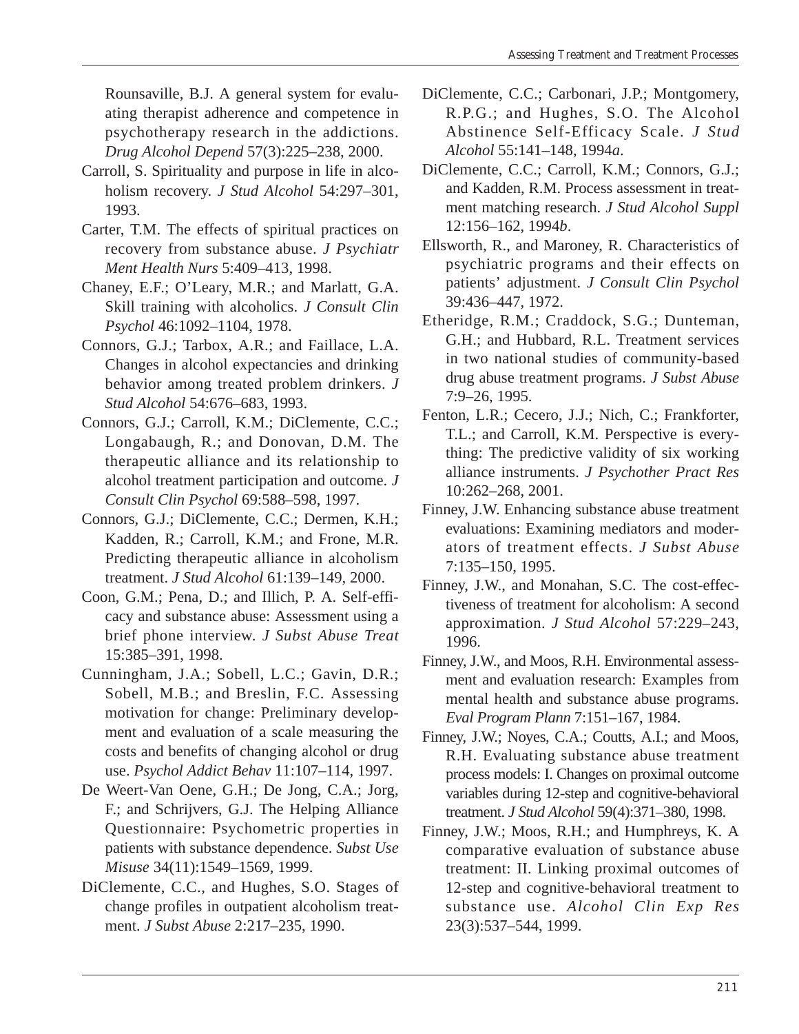Rounsaville, B.J. A general system for evaluating therapist adherence and competence in psychotherapy research in the addictions. *Drug Alcohol Depend* 57(3):225–238, 2000.

Carroll, S. Spirituality and purpose in life in alcoholism recovery. *J Stud Alcohol* 54:297–301, 1993.

Carter, T.M. The effects of spiritual practices on recovery from substance abuse. *J Psychiatr Ment Health Nurs* 5:409–413, 1998.

Chaney, E.F.; O'Leary, M.R.; and Marlatt, G.A. Skill training with alcoholics. *J Consult Clin Psychol* 46:1092–1104, 1978.

Connors, G.J.; Tarbox, A.R.; and Faillace, L.A. Changes in alcohol expectancies and drinking behavior among treated problem drinkers. *J Stud Alcohol* 54:676–683, 1993.

Connors, G.J.; Carroll, K.M.; DiClemente, C.C.; Longabaugh, R.; and Donovan, D.M. The therapeutic alliance and its relationship to alcohol treatment participation and outcome. *J Consult Clin Psychol* 69:588–598, 1997.

Connors, G.J.; DiClemente, C.C.; Dermen, K.H.; Kadden, R.; Carroll, K.M.; and Frone, M.R. Predicting therapeutic alliance in alcoholism treatment. *J Stud Alcohol* 61:139–149, 2000.

Coon, G.M.; Pena, D.; and Illich, P. A. Self-efficacy and substance abuse: Assessment using a brief phone interview. *J Subst Abuse Treat* 15:385–391, 1998.

Cunningham, J.A.; Sobell, L.C.; Gavin, D.R.; Sobell, M.B.; and Breslin, F.C. Assessing motivation for change: Preliminary development and evaluation of a scale measuring the costs and benefits of changing alcohol or drug use. *Psychol Addict Behav* 11:107–114, 1997.

De Weert-Van Oene, G.H.; De Jong, C.A.; Jorg, F.; and Schrijvers, G.J. The Helping Alliance Questionnaire: Psychometric properties in patients with substance dependence. *Subst Use Misuse* 34(11):1549–1569, 1999.

DiClemente, C.C., and Hughes, S.O. Stages of change profiles in outpatient alcoholism treatment. *J Subst Abuse* 2:217–235, 1990.

DiClemente, C.C.; Carbonari, J.P.; Montgomery, R.P.G.; and Hughes, S.O. The Alcohol Abstinence Self-Efficacy Scale. *J Stud Alcohol* 55:141–148, 1994*a*.

DiClemente, C.C.; Carroll, K.M.; Connors, G.J.; and Kadden, R.M. Process assessment in treatment matching research. *J Stud Alcohol Suppl* 12:156–162, 1994*b*.

Ellsworth, R., and Maroney, R. Characteristics of psychiatric programs and their effects on patients' adjustment. *J Consult Clin Psychol* 39:436–447, 1972.

Etheridge, R.M.; Craddock, S.G.; Dunteman, G.H.; and Hubbard, R.L. Treatment services in two national studies of community-based drug abuse treatment programs. *J Subst Abuse* 7:9–26, 1995.

Fenton, L.R.; Cecero, J.J.; Nich, C.; Frankforter, T.L.; and Carroll, K.M. Perspective is everything: The predictive validity of six working alliance instruments. *J Psychother Pract Res* 10:262–268, 2001.

Finney, J.W. Enhancing substance abuse treatment evaluations: Examining mediators and moderators of treatment effects. *J Subst Abuse* 7:135–150, 1995.

Finney, J.W., and Monahan, S.C. The cost-effectiveness of treatment for alcoholism: A second approximation. *J Stud Alcohol* 57:229–243, 1996.

Finney, J.W., and Moos, R.H. Environmental assessment and evaluation research: Examples from mental health and substance abuse programs. *Eval Program Plann* 7:151–167, 1984.

Finney, J.W.; Noyes, C.A.; Coutts, A.I.; and Moos, R.H. Evaluating substance abuse treatment process models: I. Changes on proximal outcome variables during 12-step and cognitive-behavioral treatment. *J Stud Alcohol* 59(4):371–380, 1998.

Finney, J.W.; Moos, R.H.; and Humphreys, K. A comparative evaluation of substance abuse treatment: II. Linking proximal outcomes of 12-step and cognitive-behavioral treatment to substance use. *Alcohol Clin Exp Res* 23(3):537–544, 1999.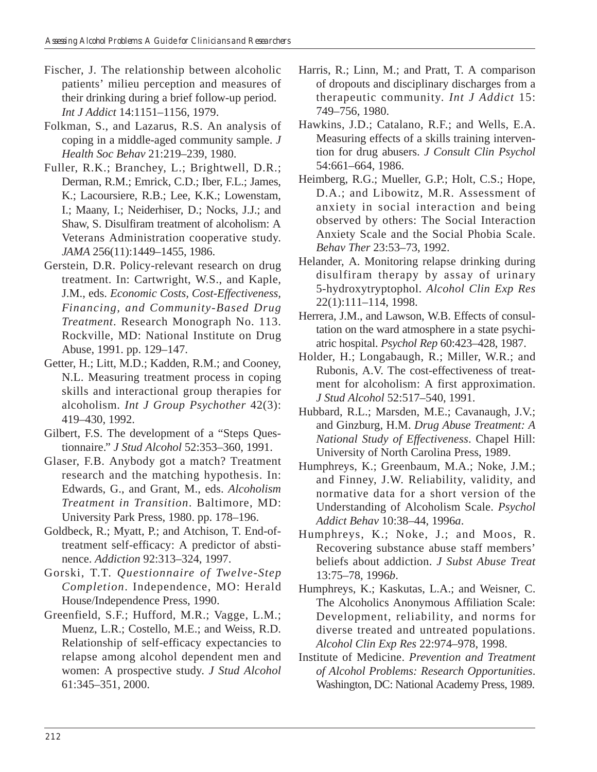Fischer, J. The relationship between alcoholic patients' milieu perception and measures of their drinking during a brief follow-up period. *Int J Addict* 14:1151–1156, 1979.

Folkman, S., and Lazarus, R.S. An analysis of coping in a middle-aged community sample. *J Health Soc Behav* 21:219–239, 1980.

Fuller, R.K.; Branchey, L.; Brightwell, D.R.; Derman, R.M.; Emrick, C.D.; Iber, F.L.; James, K.; Lacoursiere, R.B.; Lee, K.K.; Lowenstam, I.; Maany, I.; Neiderhiser, D.; Nocks, J.J.; and Shaw, S. Disulfiram treatment of alcoholism: A Veterans Administration cooperative study. *JAMA* 256(11):1449–1455, 1986.

Gerstein, D.R. Policy-relevant research on drug treatment. In: Cartwright, W.S., and Kaple, J.M., eds. *Economic Costs, Cost-Effectiveness, Financing, and Community-Based Drug Treatment*. Research Monograph No. 113. Rockville, MD: National Institute on Drug Abuse, 1991. pp. 129–147.

Getter, H.; Litt, M.D.; Kadden, R.M.; and Cooney, N.L. Measuring treatment process in coping skills and interactional group therapies for alcoholism. *Int J Group Psychother* 42(3): 419–430, 1992.

Gilbert, F.S. The development of a "Steps Questionnaire." *J Stud Alcohol* 52:353–360, 1991.

Glaser, F.B. Anybody got a match? Treatment research and the matching hypothesis. In: Edwards, G., and Grant, M., eds. *Alcoholism Treatment in Transition*. Baltimore, MD: University Park Press, 1980. pp. 178–196.

Goldbeck, R.; Myatt, P.; and Atchison, T. End-of-treatment self-efficacy: A predictor of abstinence. *Addiction* 92:313–324, 1997.

Gorski, T.T. *Questionnaire of Twelve-Step Completion*. Independence, MO: Herald House/Independence Press, 1990.

Greenfield, S.F.; Hufford, M.R.; Vagge, L.M.; Muenz, L.R.; Costello, M.E.; and Weiss, R.D. Relationship of self-efficacy expectancies to relapse among alcohol dependent men and women: A prospective study. *J Stud Alcohol* 61:345–351, 2000.

Harris, R.; Linn, M.; and Pratt, T. A comparison of dropouts and disciplinary discharges from a therapeutic community. *Int J Addict* 15: 749–756, 1980.

Hawkins, J.D.; Catalano, R.F.; and Wells, E.A. Measuring effects of a skills training intervention for drug abusers. *J Consult Clin Psychol* 54:661–664, 1986.

Heimberg, R.G.; Mueller, G.P.; Holt, C.S.; Hope, D.A.; and Libowitz, M.R. Assessment of anxiety in social interaction and being observed by others: The Social Interaction Anxiety Scale and the Social Phobia Scale. *Behav Ther* 23:53–73, 1992.

Helander, A. Monitoring relapse drinking during disulfiram therapy by assay of urinary 5-hydroxytryptophol. *Alcohol Clin Exp Res* 22(1):111–114, 1998.

Herrera, J.M., and Lawson, W.B. Effects of consultation on the ward atmosphere in a state psychiatric hospital. *Psychol Rep* 60:423–428, 1987.

Holder, H.; Longabaugh, R.; Miller, W.R.; and Rubonis, A.V. The cost-effectiveness of treatment for alcoholism: A first approximation. *J Stud Alcohol* 52:517–540, 1991.

Hubbard, R.L.; Marsden, M.E.; Cavanaugh, J.V.; and Ginzburg, H.M. *Drug Abuse Treatment: A National Study of Effectiveness*. Chapel Hill: University of North Carolina Press, 1989.

Humphreys, K.; Greenbaum, M.A.; Noke, J.M.; and Finney, J.W. Reliability, validity, and normative data for a short version of the Understanding of Alcoholism Scale. *Psychol Addict Behav* 10:38–44, 1996*a*.

Humphreys, K.; Noke, J.; and Moos, R. Recovering substance abuse staff members' beliefs about addiction. *J Subst Abuse Treat* 13:75–78, 1996*b*.

Humphreys, K.; Kaskutas, L.A.; and Weisner, C. The Alcoholics Anonymous Affiliation Scale: Development, reliability, and norms for diverse treated and untreated populations. *Alcohol Clin Exp Res* 22:974–978, 1998.

Institute of Medicine. *Prevention and Treatment of Alcohol Problems: Research Opportunities*. Washington, DC: National Academy Press, 1989.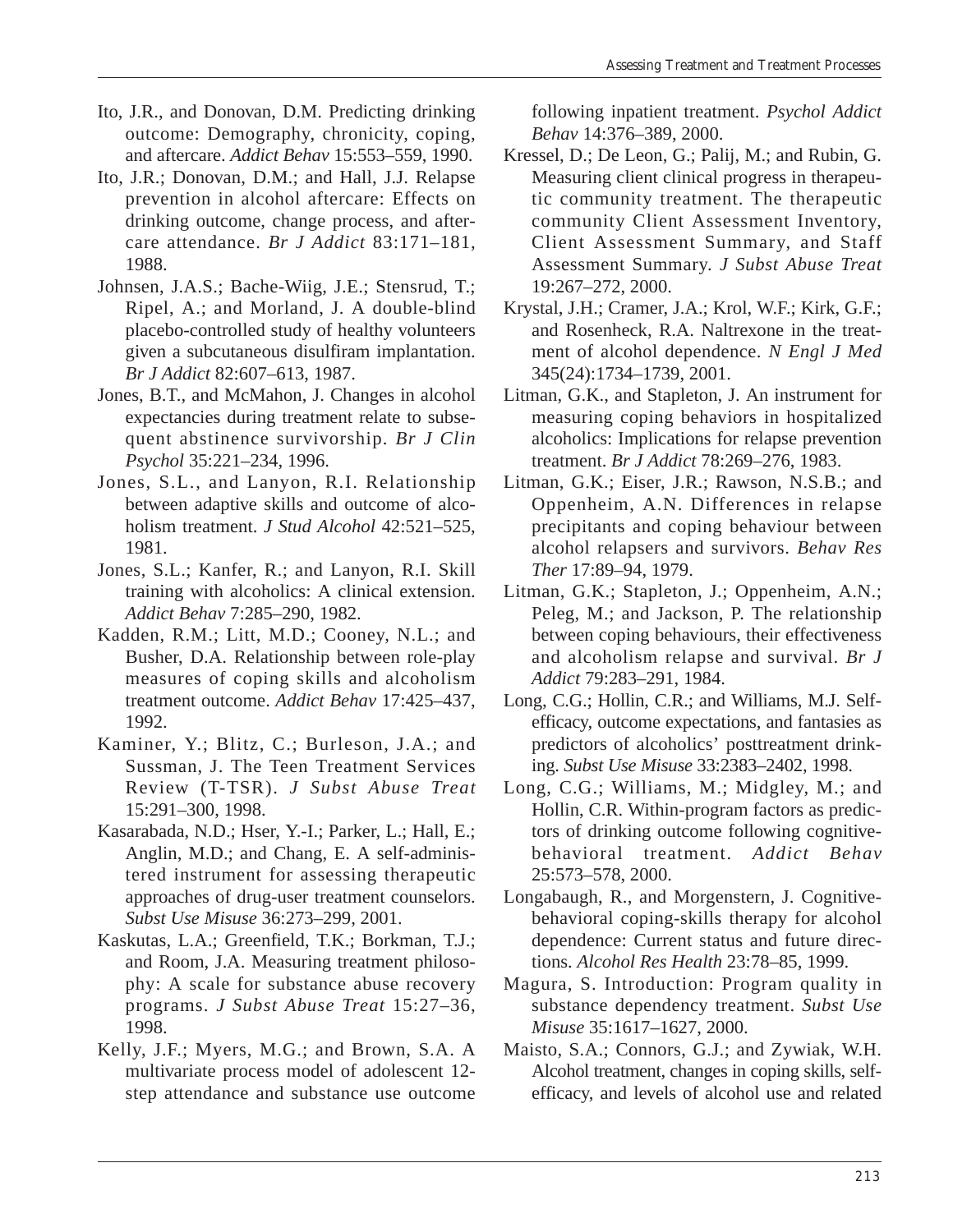Ito, J.R., and Donovan, D.M. Predicting drinking outcome: Demography, chronicity, coping, and aftercare. *Addict Behav* 15:553–559, 1990.

Ito, J.R.; Donovan, D.M.; and Hall, J.J. Relapse prevention in alcohol aftercare: Effects on drinking outcome, change process, and aftercare attendance. *Br J Addict* 83:171–181, 1988.

Johnsen, J.A.S.; Bache-Wiig, J.E.; Stensrud, T.; Ripel, A.; and Morland, J. A double-blind placebo-controlled study of healthy volunteers given a subcutaneous disulfiram implantation. *Br J Addict* 82:607–613, 1987.

Jones, B.T., and McMahon, J. Changes in alcohol expectancies during treatment relate to subsequent abstinence survivorship. *Br J Clin Psychol* 35:221–234, 1996.

Jones, S.L., and Lanyon, R.I. Relationship between adaptive skills and outcome of alcoholism treatment. *J Stud Alcohol* 42:521–525, 1981.

Jones, S.L.; Kanfer, R.; and Lanyon, R.I. Skill training with alcoholics: A clinical extension. *Addict Behav* 7:285–290, 1982.

Kadden, R.M.; Litt, M.D.; Cooney, N.L.; and Busher, D.A. Relationship between role-play measures of coping skills and alcoholism treatment outcome. *Addict Behav* 17:425–437, 1992.

Kaminer, Y.; Blitz, C.; Burleson, J.A.; and Sussman, J. The Teen Treatment Services Review (T-TSR). *J Subst Abuse Treat* 15:291–300, 1998.

Kasarabada, N.D.; Hser, Y.-I.; Parker, L.; Hall, E.; Anglin, M.D.; and Chang, E. A self-administered instrument for assessing therapeutic approaches of drug-user treatment counselors. *Subst Use Misuse* 36:273–299, 2001.

Kaskutas, L.A.; Greenfield, T.K.; Borkman, T.J.; and Room, J.A. Measuring treatment philosophy: A scale for substance abuse recovery programs. *J Subst Abuse Treat* 15:27–36, 1998.

Kelly, J.F.; Myers, M.G.; and Brown, S.A. A multivariate process model of adolescent 12-step attendance and substance use outcome following inpatient treatment. *Psychol Addict Behav* 14:376–389, 2000.

Kressel, D.; De Leon, G.; Palij, M.; and Rubin, G. Measuring client clinical progress in therapeutic community treatment. The therapeutic community Client Assessment Inventory, Client Assessment Summary, and Staff Assessment Summary. *J Subst Abuse Treat* 19:267–272, 2000.

Krystal, J.H.; Cramer, J.A.; Krol, W.F.; Kirk, G.F.; and Rosenheck, R.A. Naltrexone in the treatment of alcohol dependence. *N Engl J Med* 345(24):1734–1739, 2001.

Litman, G.K., and Stapleton, J. An instrument for measuring coping behaviors in hospitalized alcoholics: Implications for relapse prevention treatment. *Br J Addict* 78:269–276, 1983.

Litman, G.K.; Eiser, J.R.; Rawson, N.S.B.; and Oppenheim, A.N. Differences in relapse precipitants and coping behaviour between alcohol relapsers and survivors. *Behav Res Ther* 17:89–94, 1979.

Litman, G.K.; Stapleton, J.; Oppenheim, A.N.; Peleg, M.; and Jackson, P. The relationship between coping behaviours, their effectiveness and alcoholism relapse and survival. *Br J Addict* 79:283–291, 1984.

Long, C.G.; Hollin, C.R.; and Williams, M.J. Self-efficacy, outcome expectations, and fantasies as predictors of alcoholics' posttreatment drinking. *Subst Use Misuse* 33:2383–2402, 1998.

Long, C.G.; Williams, M.; Midgley, M.; and Hollin, C.R. Within-program factors as predictors of drinking outcome following cognitive-behavioral treatment. *Addict Behav* 25:573–578, 2000.

Longabaugh, R., and Morgenstern, J. Cognitive-behavioral coping-skills therapy for alcohol dependence: Current status and future directions. *Alcohol Res Health* 23:78–85, 1999.

Magura, S. Introduction: Program quality in substance dependency treatment. *Subst Use Misuse* 35:1617–1627, 2000.

Maisto, S.A.; Connors, G.J.; and Zywiak, W.H. Alcohol treatment, changes in coping skills, self-efficacy, and levels of alcohol use and related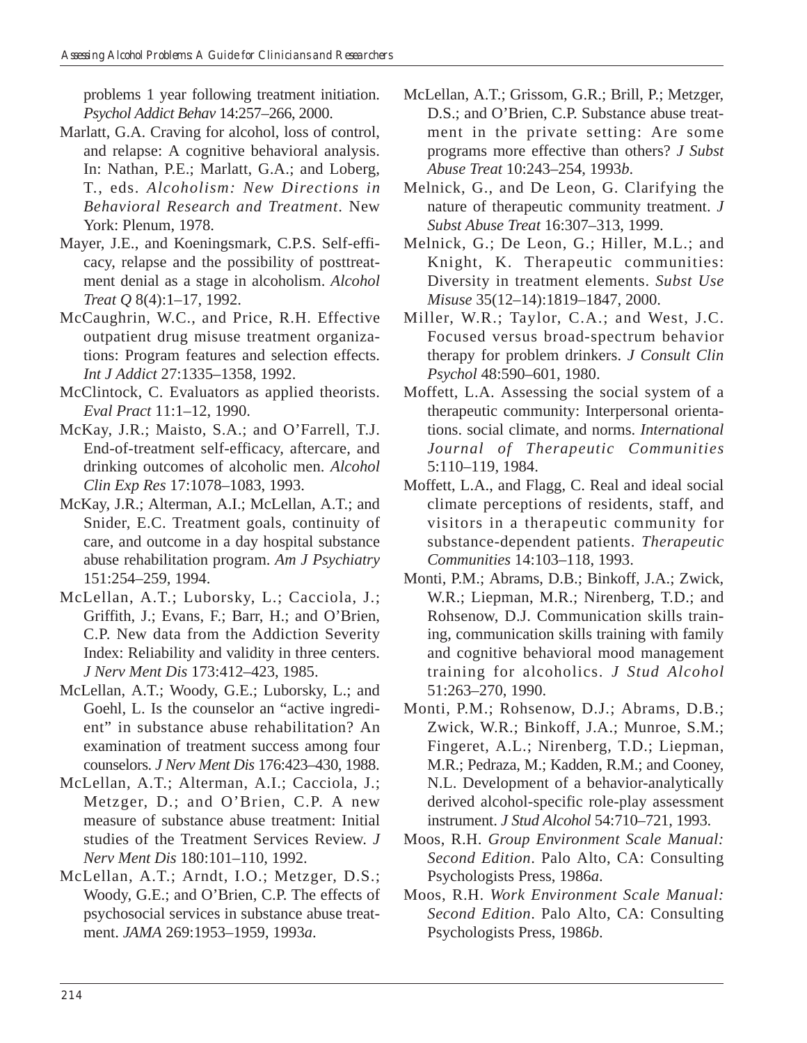problems 1 year following treatment initiation. *Psychol Addict Behav* 14:257–266, 2000.

Marlatt, G.A. Craving for alcohol, loss of control, and relapse: A cognitive behavioral analysis. In: Nathan, P.E.; Marlatt, G.A.; and Loberg, T., eds. *Alcoholism: New Directions in Behavioral Research and Treatment*. New York: Plenum, 1978.

Mayer, J.E., and Koeningsmark, C.P.S. Self-efficacy, relapse and the possibility of posttreatment denial as a stage in alcoholism. *Alcohol Treat Q* 8(4):1–17, 1992.

McCaughrin, W.C., and Price, R.H. Effective outpatient drug misuse treatment organizations: Program features and selection effects. *Int J Addict* 27:1335–1358, 1992.

McClintock, C. Evaluators as applied theorists. *Eval Pract* 11:1–12, 1990.

McKay, J.R.; Maisto, S.A.; and O'Farrell, T.J. End-of-treatment self-efficacy, aftercare, and drinking outcomes of alcoholic men. *Alcohol Clin Exp Res* 17:1078–1083, 1993.

McKay, J.R.; Alterman, A.I.; McLellan, A.T.; and Snider, E.C. Treatment goals, continuity of care, and outcome in a day hospital substance abuse rehabilitation program. *Am J Psychiatry* 151:254–259, 1994.

McLellan, A.T.; Luborsky, L.; Cacciola, J.; Griffith, J.; Evans, F.; Barr, H.; and O'Brien, C.P. New data from the Addiction Severity Index: Reliability and validity in three centers. *J Nerv Ment Dis* 173:412–423, 1985.

McLellan, A.T.; Woody, G.E.; Luborsky, L.; and Goehl, L. Is the counselor an "active ingredient" in substance abuse rehabilitation? An examination of treatment success among four counselors. *J Nerv Ment Dis* 176:423–430, 1988.

McLellan, A.T.; Alterman, A.I.; Cacciola, J.; Metzger, D.; and O'Brien, C.P. A new measure of substance abuse treatment: Initial studies of the Treatment Services Review. *J Nerv Ment Dis* 180:101–110, 1992.

McLellan, A.T.; Arndt, I.O.; Metzger, D.S.; Woody, G.E.; and O'Brien, C.P. The effects of psychosocial services in substance abuse treatment. *JAMA* 269:1953–1959, 1993*a*.

McLellan, A.T.; Grissom, G.R.; Brill, P.; Metzger, D.S.; and O'Brien, C.P. Substance abuse treatment in the private setting: Are some programs more effective than others? *J Subst Abuse Treat* 10:243–254, 1993*b*.

Melnick, G., and De Leon, G. Clarifying the nature of therapeutic community treatment. *J Subst Abuse Treat* 16:307–313, 1999.

Melnick, G.; De Leon, G.; Hiller, M.L.; and Knight, K. Therapeutic communities: Diversity in treatment elements. *Subst Use Misuse* 35(12–14):1819–1847, 2000.

Miller, W.R.; Taylor, C.A.; and West, J.C. Focused versus broad-spectrum behavior therapy for problem drinkers. *J Consult Clin Psychol* 48:590–601, 1980.

Moffett, L.A. Assessing the social system of a therapeutic community: Interpersonal orientations. social climate, and norms. *International Journal of Therapeutic Communities* 5:110–119, 1984.

Moffett, L.A., and Flagg, C. Real and ideal social climate perceptions of residents, staff, and visitors in a therapeutic community for substance-dependent patients. *Therapeutic Communities* 14:103–118, 1993.

Monti, P.M.; Abrams, D.B.; Binkoff, J.A.; Zwick, W.R.; Liepman, M.R.; Nirenberg, T.D.; and Rohsenow, D.J. Communication skills training, communication skills training with family and cognitive behavioral mood management training for alcoholics. *J Stud Alcohol* 51:263–270, 1990.

Monti, P.M.; Rohsenow, D.J.; Abrams, D.B.; Zwick, W.R.; Binkoff, J.A.; Munroe, S.M.; Fingeret, A.L.; Nirenberg, T.D.; Liepman, M.R.; Pedraza, M.; Kadden, R.M.; and Cooney, N.L. Development of a behavior-analytically derived alcohol-specific role-play assessment instrument. *J Stud Alcohol* 54:710–721, 1993.

Moos, R.H. *Group Environment Scale Manual: Second Edition*. Palo Alto, CA: Consulting Psychologists Press, 1986*a*.

Moos, R.H. *Work Environment Scale Manual: Second Edition*. Palo Alto, CA: Consulting Psychologists Press, 1986*b*.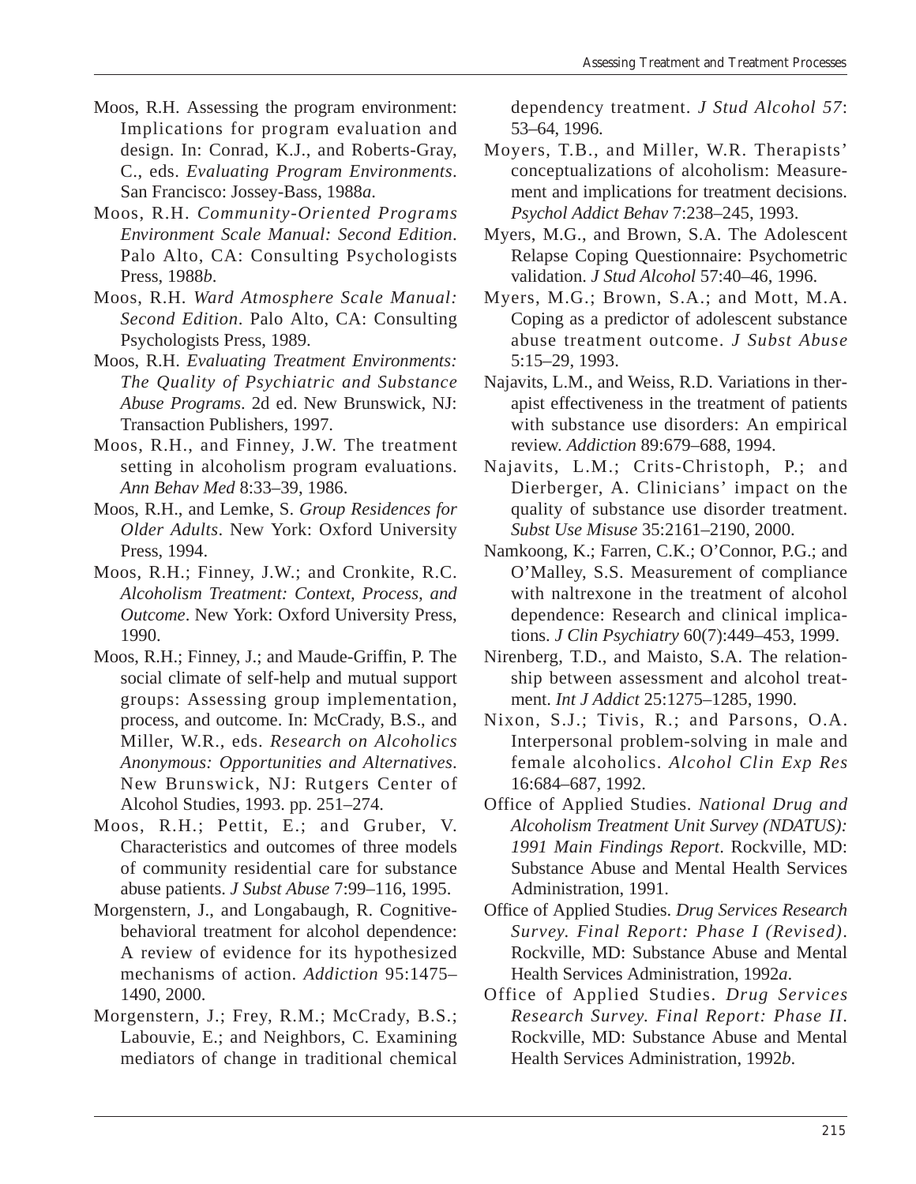Moos, R.H. Assessing the program environment: Implications for program evaluation and design. In: Conrad, K.J., and Roberts-Gray, C., eds. *Evaluating Program Environments*. San Francisco: Jossey-Bass, 1988*a*.

Moos, R.H. *Community-Oriented Programs Environment Scale Manual: Second Edition*. Palo Alto, CA: Consulting Psychologists Press, 1988*b*.

Moos, R.H. *Ward Atmosphere Scale Manual: Second Edition*. Palo Alto, CA: Consulting Psychologists Press, 1989.

Moos, R.H. *Evaluating Treatment Environments: The Quality of Psychiatric and Substance Abuse Programs*. 2d ed. New Brunswick, NJ: Transaction Publishers, 1997.

Moos, R.H., and Finney, J.W. The treatment setting in alcoholism program evaluations. *Ann Behav Med* 8:33–39, 1986.

Moos, R.H., and Lemke, S. *Group Residences for Older Adults*. New York: Oxford University Press, 1994.

Moos, R.H.; Finney, J.W.; and Cronkite, R.C. *Alcoholism Treatment: Context, Process, and Outcome*. New York: Oxford University Press, 1990.

Moos, R.H.; Finney, J.; and Maude-Griffin, P. The social climate of self-help and mutual support groups: Assessing group implementation, process, and outcome. In: McCrady, B.S., and Miller, W.R., eds. *Research on Alcoholics Anonymous: Opportunities and Alternatives*. New Brunswick, NJ: Rutgers Center of Alcohol Studies, 1993. pp. 251–274.

Moos, R.H.; Pettit, E.; and Gruber, V. Characteristics and outcomes of three models of community residential care for substance abuse patients. *J Subst Abuse* 7:99–116, 1995.

Morgenstern, J., and Longabaugh, R. Cognitive-behavioral treatment for alcohol dependence: A review of evidence for its hypothesized mechanisms of action. *Addiction* 95:1475–1490, 2000.

Morgenstern, J.; Frey, R.M.; McCrady, B.S.; Labouvie, E.; and Neighbors, C. Examining mediators of change in traditional chemical dependency treatment. *J Stud Alcohol 57*: 53–64, 1996.

Moyers, T.B., and Miller, W.R. Therapists' conceptualizations of alcoholism: Measurement and implications for treatment decisions. *Psychol Addict Behav* 7:238–245, 1993.

Myers, M.G., and Brown, S.A. The Adolescent Relapse Coping Questionnaire: Psychometric validation. *J Stud Alcohol* 57:40–46, 1996.

Myers, M.G.; Brown, S.A.; and Mott, M.A. Coping as a predictor of adolescent substance abuse treatment outcome. *J Subst Abuse* 5:15–29, 1993.

Najavits, L.M., and Weiss, R.D. Variations in therapist effectiveness in the treatment of patients with substance use disorders: An empirical review. *Addiction* 89:679–688, 1994.

Najavits, L.M.; Crits-Christoph, P.; and Dierberger, A. Clinicians' impact on the quality of substance use disorder treatment. *Subst Use Misuse* 35:2161–2190, 2000.

Namkoong, K.; Farren, C.K.; O'Connor, P.G.; and O'Malley, S.S. Measurement of compliance with naltrexone in the treatment of alcohol dependence: Research and clinical implications. *J Clin Psychiatry* 60(7):449–453, 1999.

Nirenberg, T.D., and Maisto, S.A. The relationship between assessment and alcohol treatment. *Int J Addict* 25:1275–1285, 1990.

Nixon, S.J.; Tivis, R.; and Parsons, O.A. Interpersonal problem-solving in male and female alcoholics. *Alcohol Clin Exp Res* 16:684–687, 1992.

Office of Applied Studies. *National Drug and Alcoholism Treatment Unit Survey (NDATUS): 1991 Main Findings Report*. Rockville, MD: Substance Abuse and Mental Health Services Administration, 1991.

Office of Applied Studies. *Drug Services Research Survey. Final Report: Phase I (Revised)*. Rockville, MD: Substance Abuse and Mental Health Services Administration, 1992*a*.

Office of Applied Studies. *Drug Services Research Survey. Final Report: Phase II*. Rockville, MD: Substance Abuse and Mental Health Services Administration, 1992*b*.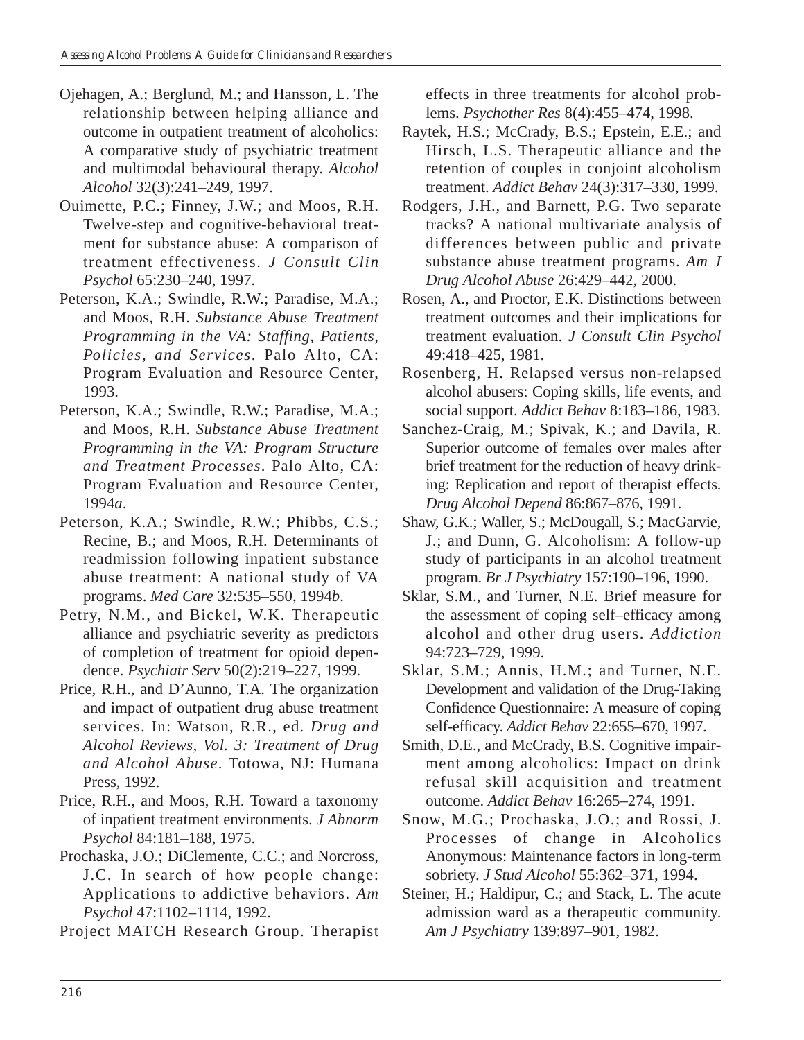Ojehagen, A.; Berglund, M.; and Hansson, L. The relationship between helping alliance and outcome in outpatient treatment of alcoholics: A comparative study of psychiatric treatment and multimodal behavioural therapy. *Alcohol Alcohol* 32(3):241–249, 1997.

Ouimette, P.C.; Finney, J.W.; and Moos, R.H. Twelve-step and cognitive-behavioral treatment for substance abuse: A comparison of treatment effectiveness. *J Consult Clin Psychol* 65:230–240, 1997.

Peterson, K.A.; Swindle, R.W.; Paradise, M.A.; and Moos, R.H. *Substance Abuse Treatment Programming in the VA: Staffing, Patients, Policies, and Services*. Palo Alto, CA: Program Evaluation and Resource Center, 1993.

Peterson, K.A.; Swindle, R.W.; Paradise, M.A.; and Moos, R.H. *Substance Abuse Treatment Programming in the VA: Program Structure and Treatment Processes*. Palo Alto, CA: Program Evaluation and Resource Center, 1994*a*.

Peterson, K.A.; Swindle, R.W.; Phibbs, C.S.; Recine, B.; and Moos, R.H. Determinants of readmission following inpatient substance abuse treatment: A national study of VA programs. *Med Care* 32:535–550, 1994*b*.

Petry, N.M., and Bickel, W.K. Therapeutic alliance and psychiatric severity as predictors of completion of treatment for opioid dependence. *Psychiatr Serv* 50(2):219–227, 1999.

Price, R.H., and D'Aunno, T.A. The organization and impact of outpatient drug abuse treatment services. In: Watson, R.R., ed. *Drug and Alcohol Reviews, Vol. 3: Treatment of Drug and Alcohol Abuse*. Totowa, NJ: Humana Press, 1992.

Price, R.H., and Moos, R.H. Toward a taxonomy of inpatient treatment environments. *J Abnorm Psychol* 84:181–188, 1975.

Prochaska, J.O.; DiClemente, C.C.; and Norcross, J.C. In search of how people change: Applications to addictive behaviors. *Am Psychol* 47:1102–1114, 1992.

Project MATCH Research Group. Therapist effects in three treatments for alcohol problems. *Psychother Res* 8(4):455–474, 1998.

Raytek, H.S.; McCrady, B.S.; Epstein, E.E.; and Hirsch, L.S. Therapeutic alliance and the retention of couples in conjoint alcoholism treatment. *Addict Behav* 24(3):317–330, 1999.

Rodgers, J.H., and Barnett, P.G. Two separate tracks? A national multivariate analysis of differences between public and private substance abuse treatment programs. *Am J Drug Alcohol Abuse* 26:429–442, 2000.

Rosen, A., and Proctor, E.K. Distinctions between treatment outcomes and their implications for treatment evaluation. *J Consult Clin Psychol* 49:418–425, 1981.

Rosenberg, H. Relapsed versus non-relapsed alcohol abusers: Coping skills, life events, and social support. *Addict Behav* 8:183–186, 1983.

Sanchez-Craig, M.; Spivak, K.; and Davila, R. Superior outcome of females over males after brief treatment for the reduction of heavy drinking: Replication and report of therapist effects. *Drug Alcohol Depend* 86:867–876, 1991.

Shaw, G.K.; Waller, S.; McDougall, S.; MacGarvie, J.; and Dunn, G. Alcoholism: A follow-up study of participants in an alcohol treatment program. *Br J Psychiatry* 157:190–196, 1990.

Sklar, S.M., and Turner, N.E. Brief measure for the assessment of coping self–efficacy among alcohol and other drug users. *Addiction* 94:723–729, 1999.

Sklar, S.M.; Annis, H.M.; and Turner, N.E. Development and validation of the Drug-Taking Confidence Questionnaire: A measure of coping self-efficacy. *Addict Behav* 22:655–670, 1997.

Smith, D.E., and McCrady, B.S. Cognitive impairment among alcoholics: Impact on drink refusal skill acquisition and treatment outcome. *Addict Behav* 16:265–274, 1991.

Snow, M.G.; Prochaska, J.O.; and Rossi, J. Processes of change in Alcoholics Anonymous: Maintenance factors in long-term sobriety. *J Stud Alcohol* 55:362–371, 1994.

Steiner, H.; Haldipur, C.; and Stack, L. The acute admission ward as a therapeutic community. *Am J Psychiatry* 139:897–901, 1982.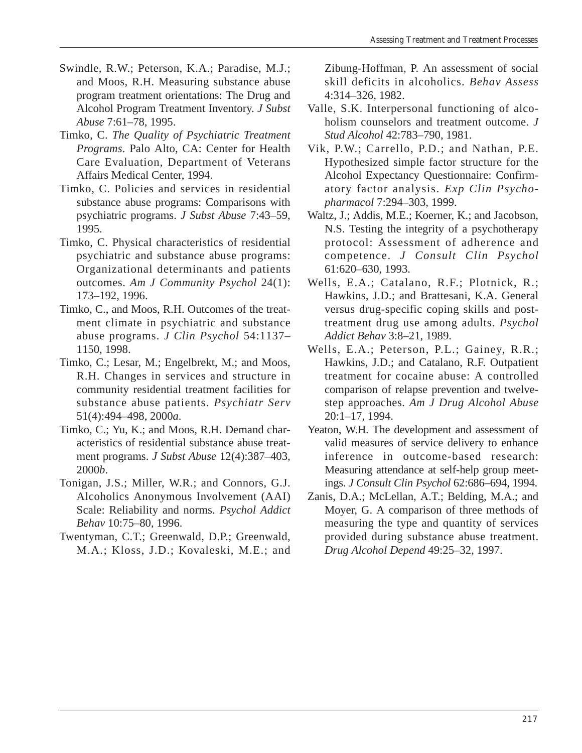Swindle, R.W.; Peterson, K.A.; Paradise, M.J.; and Moos, R.H. Measuring substance abuse program treatment orientations: The Drug and Alcohol Program Treatment Inventory. *J Subst Abuse* 7:61–78, 1995.

Timko, C. *The Quality of Psychiatric Treatment Programs*. Palo Alto, CA: Center for Health Care Evaluation, Department of Veterans Affairs Medical Center, 1994.

Timko, C. Policies and services in residential substance abuse programs: Comparisons with psychiatric programs. *J Subst Abuse* 7:43–59, 1995.

Timko, C. Physical characteristics of residential psychiatric and substance abuse programs: Organizational determinants and patients outcomes. *Am J Community Psychol* 24(1): 173–192, 1996.

Timko, C., and Moos, R.H. Outcomes of the treatment climate in psychiatric and substance abuse programs. *J Clin Psychol* 54:1137–1150, 1998.

Timko, C.; Lesar, M.; Engelbrekt, M.; and Moos, R.H. Changes in services and structure in community residential treatment facilities for substance abuse patients. *Psychiatr Serv* 51(4):494–498, 2000*a*.

Timko, C.; Yu, K.; and Moos, R.H. Demand characteristics of residential substance abuse treatment programs. *J Subst Abuse* 12(4):387–403, 2000*b*.

Tonigan, J.S.; Miller, W.R.; and Connors, G.J. Alcoholics Anonymous Involvement (AAI) Scale: Reliability and norms. *Psychol Addict Behav* 10:75–80, 1996.

Twentyman, C.T.; Greenwald, D.P.; Greenwald, M.A.; Kloss, J.D.; Kovaleski, M.E.; and Zibung-Hoffman, P. An assessment of social skill deficits in alcoholics. *Behav Assess* 4:314–326, 1982.

Valle, S.K. Interpersonal functioning of alcoholism counselors and treatment outcome. *J Stud Alcohol* 42:783–790, 1981.

Vik, P.W.; Carrello, P.D.; and Nathan, P.E. Hypothesized simple factor structure for the Alcohol Expectancy Questionnaire: Confirmatory factor analysis. *Exp Clin Psychopharmacol* 7:294–303, 1999.

Waltz, J.; Addis, M.E.; Koerner, K.; and Jacobson, N.S. Testing the integrity of a psychotherapy protocol: Assessment of adherence and competence. *J Consult Clin Psychol* 61:620–630, 1993.

Wells, E.A.; Catalano, R.F.; Plotnick, R.; Hawkins, J.D.; and Brattesani, K.A. General versus drug-specific coping skills and post-treatment drug use among adults. *Psychol Addict Behav* 3:8–21, 1989.

Wells, E.A.; Peterson, P.L.; Gainey, R.R.; Hawkins, J.D.; and Catalano, R.F. Outpatient treatment for cocaine abuse: A controlled comparison of relapse prevention and twelve-step approaches. *Am J Drug Alcohol Abuse* 20:1–17, 1994.

Yeaton, W.H. The development and assessment of valid measures of service delivery to enhance inference in outcome-based research: Measuring attendance at self-help group meetings. *J Consult Clin Psychol* 62:686–694, 1994.

Zanis, D.A.; McLellan, A.T.; Belding, M.A.; and Moyer, G. A comparison of three methods of measuring the type and quantity of services provided during substance abuse treatment. *Drug Alcohol Depend* 49:25–32, 1997.